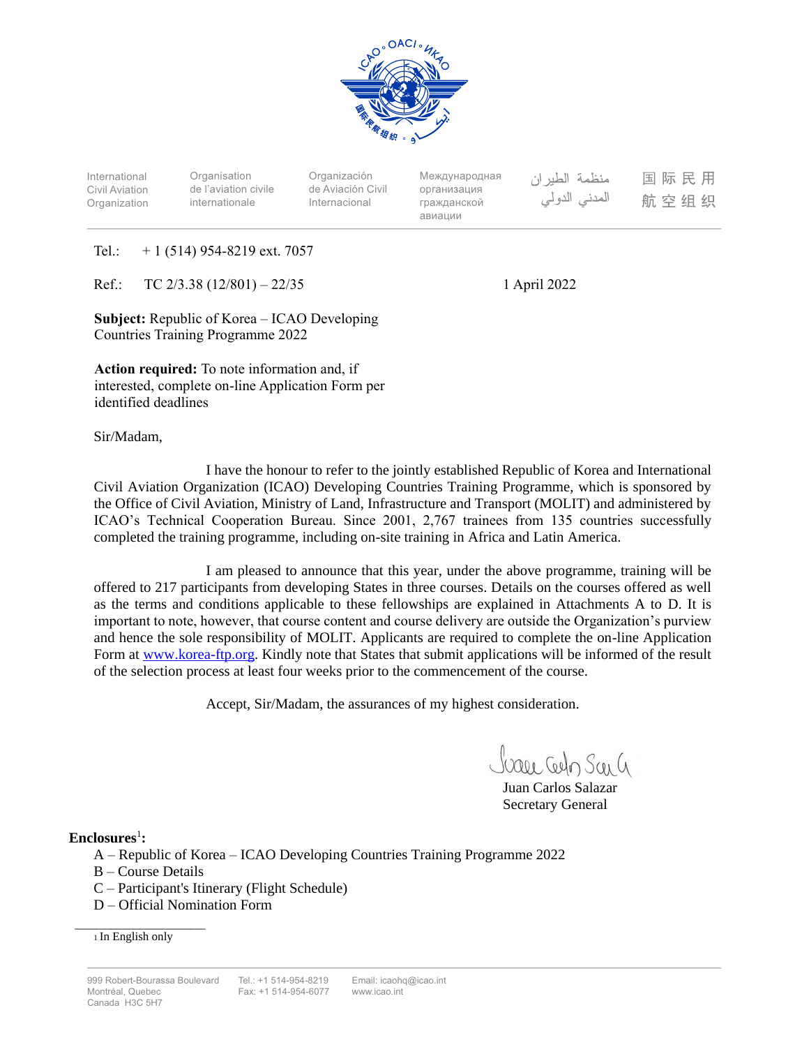International Civil Aviation Organization | Organisation de l'aviation civile internationale | Organización de Aviación Civil Internacional | Международная организация гражданской авиации | منظمة الطيران المدني الدولي | 国际民用航空组织

Tel.: + 1 (514) 954-8219 ext. 7057

Ref.: TC 2/3.38 (12/801) – 22/35

1 April 2022

**Subject:** Republic of Korea – ICAO Developing Countries Training Programme 2022

**Action required:** To note information and, if interested, complete on-line Application Form per identified deadlines

Sir/Madam,

I have the honour to refer to the jointly established Republic of Korea and International Civil Aviation Organization (ICAO) Developing Countries Training Programme, which is sponsored by the Office of Civil Aviation, Ministry of Land, Infrastructure and Transport (MOLIT) and administered by ICAO's Technical Cooperation Bureau. Since 2001, 2,767 trainees from 135 countries successfully completed the training programme, including on-site training in Africa and Latin America.

I am pleased to announce that this year, under the above programme, training will be offered to 217 participants from developing States in three courses. Details on the courses offered as well as the terms and conditions applicable to these fellowships are explained in Attachments A to D. It is important to note, however, that course content and course delivery are outside the Organization's purview and hence the sole responsibility of MOLIT. Applicants are required to complete the on-line Application Form at www.korea-ftp.org. Kindly note that States that submit applications will be informed of the result of the selection process at least four weeks prior to the commencement of the course.

Accept, Sir/Madam, the assurances of my highest consideration.

Juan Carlos Salazar
Secretary General

**Enclosures**[1]**:**

A – Republic of Korea – ICAO Developing Countries Training Programme 2022
B – Course Details
C – Participant's Itinerary (Flight Schedule)
D – Official Nomination Form

[1] In English only

999 Robert-Bourassa Boulevard
Montréal, Quebec
Canada H3C 5H7

Tel.: +1 514-954-8219
Fax: +1 514-954-6077

Email: icaohq@icao.int
www.icao.int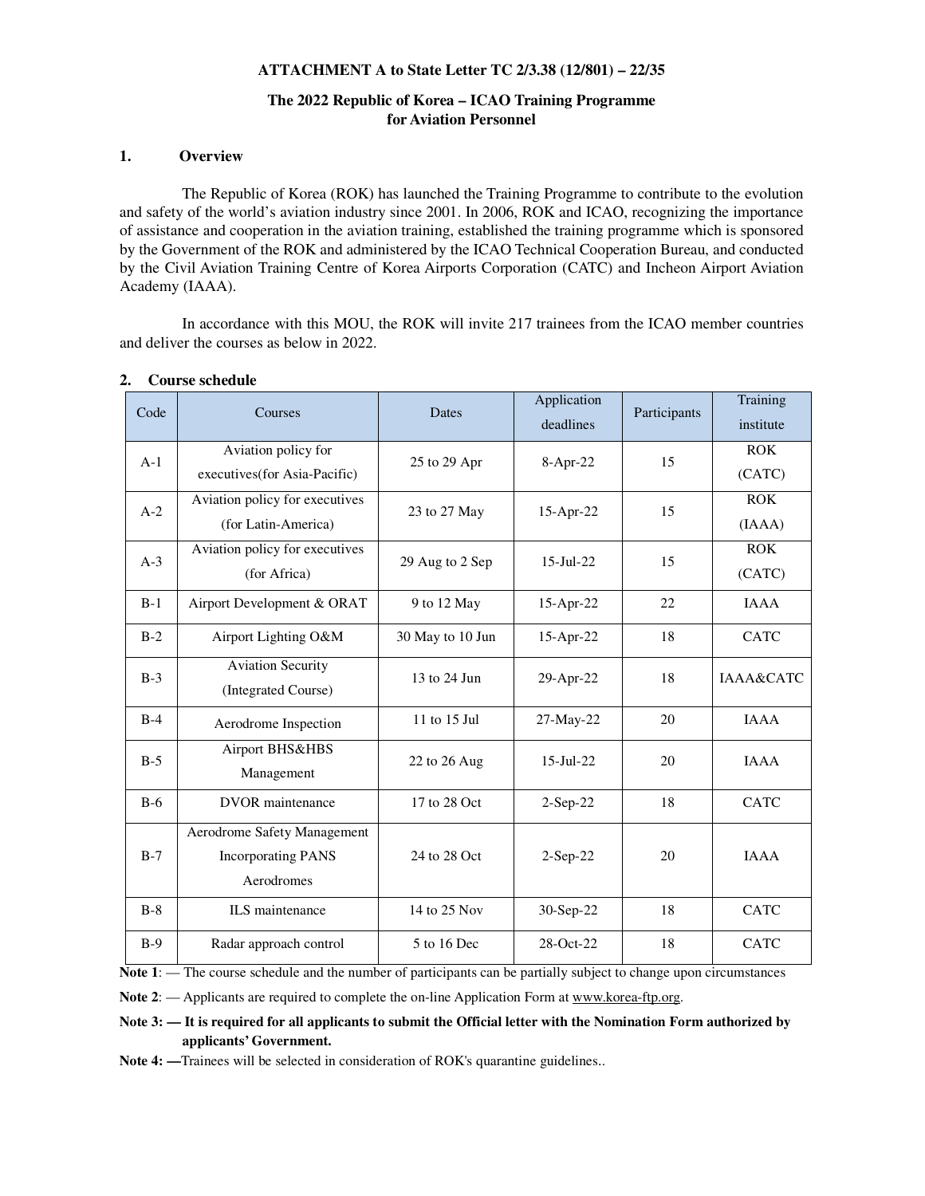**ATTACHMENT A to State Letter TC 2/3.38 (12/801) – 22/35**

**The 2022 Republic of Korea – ICAO Training Programme for Aviation Personnel**

## 1. Overview

The Republic of Korea (ROK) has launched the Training Programme to contribute to the evolution and safety of the world's aviation industry since 2001. In 2006, ROK and ICAO, recognizing the importance of assistance and cooperation in the aviation training, established the training programme which is sponsored by the Government of the ROK and administered by the ICAO Technical Cooperation Bureau, and conducted by the Civil Aviation Training Centre of Korea Airports Corporation (CATC) and Incheon Airport Aviation Academy (IAAA).

In accordance with this MOU, the ROK will invite 217 trainees from the ICAO member countries and deliver the courses as below in 2022.

## 2. Course schedule

| Code | Courses | Dates | Application deadlines | Participants | Training institute |
|---|---|---|---|---|---|
| A-1 | Aviation policy for executives(for Asia-Pacific) | 25 to 29 Apr | 8-Apr-22 | 15 | ROK (CATC) |
| A-2 | Aviation policy for executives (for Latin-America) | 23 to 27 May | 15-Apr-22 | 15 | ROK (IAAA) |
| A-3 | Aviation policy for executives (for Africa) | 29 Aug to 2 Sep | 15-Jul-22 | 15 | ROK (CATC) |
| B-1 | Airport Development & ORAT | 9 to 12 May | 15-Apr-22 | 22 | IAAA |
| B-2 | Airport Lighting O&M | 30 May to 10 Jun | 15-Apr-22 | 18 | CATC |
| B-3 | Aviation Security (Integrated Course) | 13 to 24 Jun | 29-Apr-22 | 18 | IAAA&CATC |
| B-4 | Aerodrome Inspection | 11 to 15 Jul | 27-May-22 | 20 | IAAA |
| B-5 | Airport BHS&HBS Management | 22 to 26 Aug | 15-Jul-22 | 20 | IAAA |
| B-6 | DVOR maintenance | 17 to 28 Oct | 2-Sep-22 | 18 | CATC |
| B-7 | Aerodrome Safety Management Incorporating PANS Aerodromes | 24 to 28 Oct | 2-Sep-22 | 20 | IAAA |
| B-8 | ILS maintenance | 14 to 25 Nov | 30-Sep-22 | 18 | CATC |
| B-9 | Radar approach control | 5 to 16 Dec | 28-Oct-22 | 18 | CATC |

**Note 1**: — The course schedule and the number of participants can be partially subject to change upon circumstances

**Note 2**: — Applicants are required to complete the on-line Application Form at www.korea-ftp.org.

**Note 3: — It is required for all applicants to submit the Official letter with the Nomination Form authorized by applicants' Government.**

**Note 4: —**Trainees will be selected in consideration of ROK's quarantine guidelines..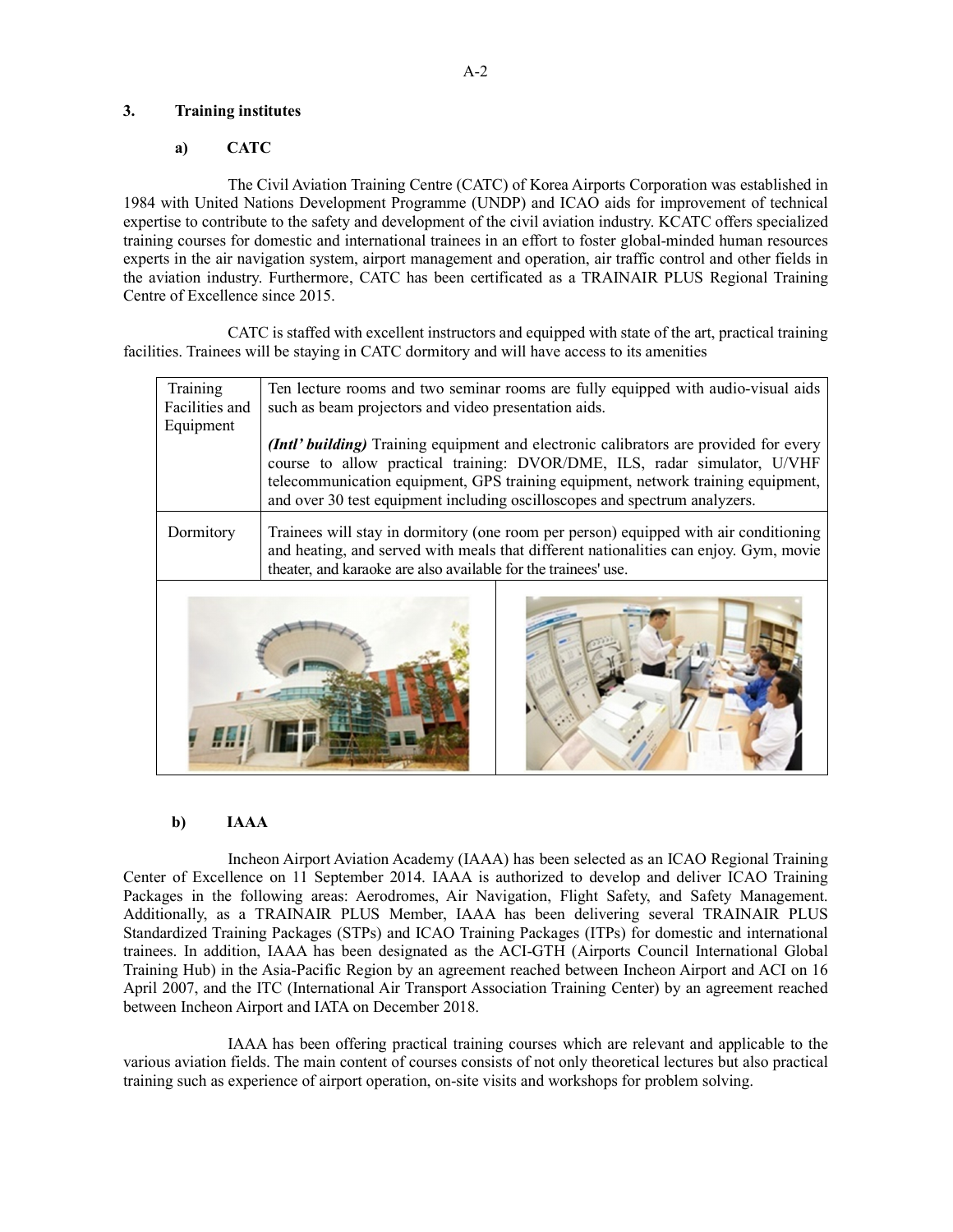### 3. Training institutes

#### a) CATC

The Civil Aviation Training Centre (CATC) of Korea Airports Corporation was established in 1984 with United Nations Development Programme (UNDP) and ICAO aids for improvement of technical expertise to contribute to the safety and development of the civil aviation industry. KCATC offers specialized training courses for domestic and international trainees in an effort to foster global-minded human resources experts in the air navigation system, airport management and operation, air traffic control and other fields in the aviation industry. Furthermore, CATC has been certificated as a TRAINAIR PLUS Regional Training Centre of Excellence since 2015.

CATC is staffed with excellent instructors and equipped with state of the art, practical training facilities. Trainees will be staying in CATC dormitory and will have access to its amenities

| | |
|---|---|
| Training Facilities and Equipment | Ten lecture rooms and two seminar rooms are fully equipped with audio-visual aids such as beam projectors and video presentation aids.<br><br>***(Intl' building)*** Training equipment and electronic calibrators are provided for every course to allow practical training: DVOR/DME, ILS, radar simulator, U/VHF telecommunication equipment, GPS training equipment, network training equipment, and over 30 test equipment including oscilloscopes and spectrum analyzers. |
| Dormitory | Trainees will stay in dormitory (one room per person) equipped with air conditioning and heating, and served with meals that different nationalities can enjoy. Gym, movie theater, and karaoke are also available for the trainees' use. |

#### b) IAAA

Incheon Airport Aviation Academy (IAAA) has been selected as an ICAO Regional Training Center of Excellence on 11 September 2014. IAAA is authorized to develop and deliver ICAO Training Packages in the following areas: Aerodromes, Air Navigation, Flight Safety, and Safety Management. Additionally, as a TRAINAIR PLUS Member, IAAA has been delivering several TRAINAIR PLUS Standardized Training Packages (STPs) and ICAO Training Packages (ITPs) for domestic and international trainees. In addition, IAAA has been designated as the ACI-GTH (Airports Council International Global Training Hub) in the Asia-Pacific Region by an agreement reached between Incheon Airport and ACI on 16 April 2007, and the ITC (International Air Transport Association Training Center) by an agreement reached between Incheon Airport and IATA on December 2018.

IAAA has been offering practical training courses which are relevant and applicable to the various aviation fields. The main content of courses consists of not only theoretical lectures but also practical training such as experience of airport operation, on-site visits and workshops for problem solving.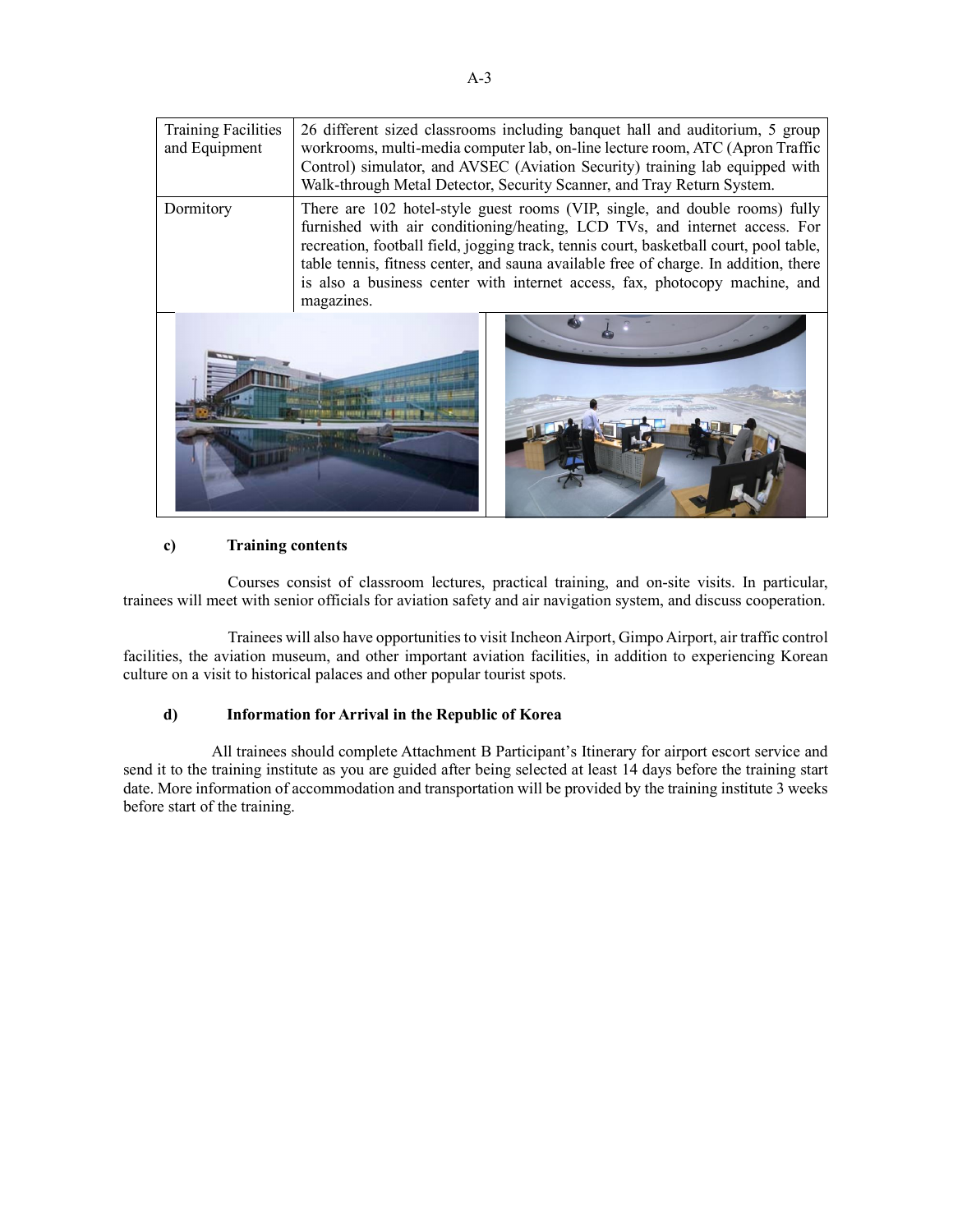| | |
|---|---|
| Training Facilities and Equipment | 26 different sized classrooms including banquet hall and auditorium, 5 group workrooms, multi-media computer lab, on-line lecture room, ATC (Apron Traffic Control) simulator, and AVSEC (Aviation Security) training lab equipped with Walk-through Metal Detector, Security Scanner, and Tray Return System. |
| Dormitory | There are 102 hotel-style guest rooms (VIP, single, and double rooms) fully furnished with air conditioning/heating, LCD TVs, and internet access. For recreation, football field, jogging track, tennis court, basketball court, pool table, table tennis, fitness center, and sauna available free of charge. In addition, there is also a business center with internet access, fax, photocopy machine, and magazines. |

**c) Training contents**

Courses consist of classroom lectures, practical training, and on-site visits. In particular, trainees will meet with senior officials for aviation safety and air navigation system, and discuss cooperation.

Trainees will also have opportunities to visit Incheon Airport, Gimpo Airport, air traffic control facilities, the aviation museum, and other important aviation facilities, in addition to experiencing Korean culture on a visit to historical palaces and other popular tourist spots.

**d) Information for Arrival in the Republic of Korea**

All trainees should complete Attachment B Participant's Itinerary for airport escort service and send it to the training institute as you are guided after being selected at least 14 days before the training start date. More information of accommodation and transportation will be provided by the training institute 3 weeks before start of the training.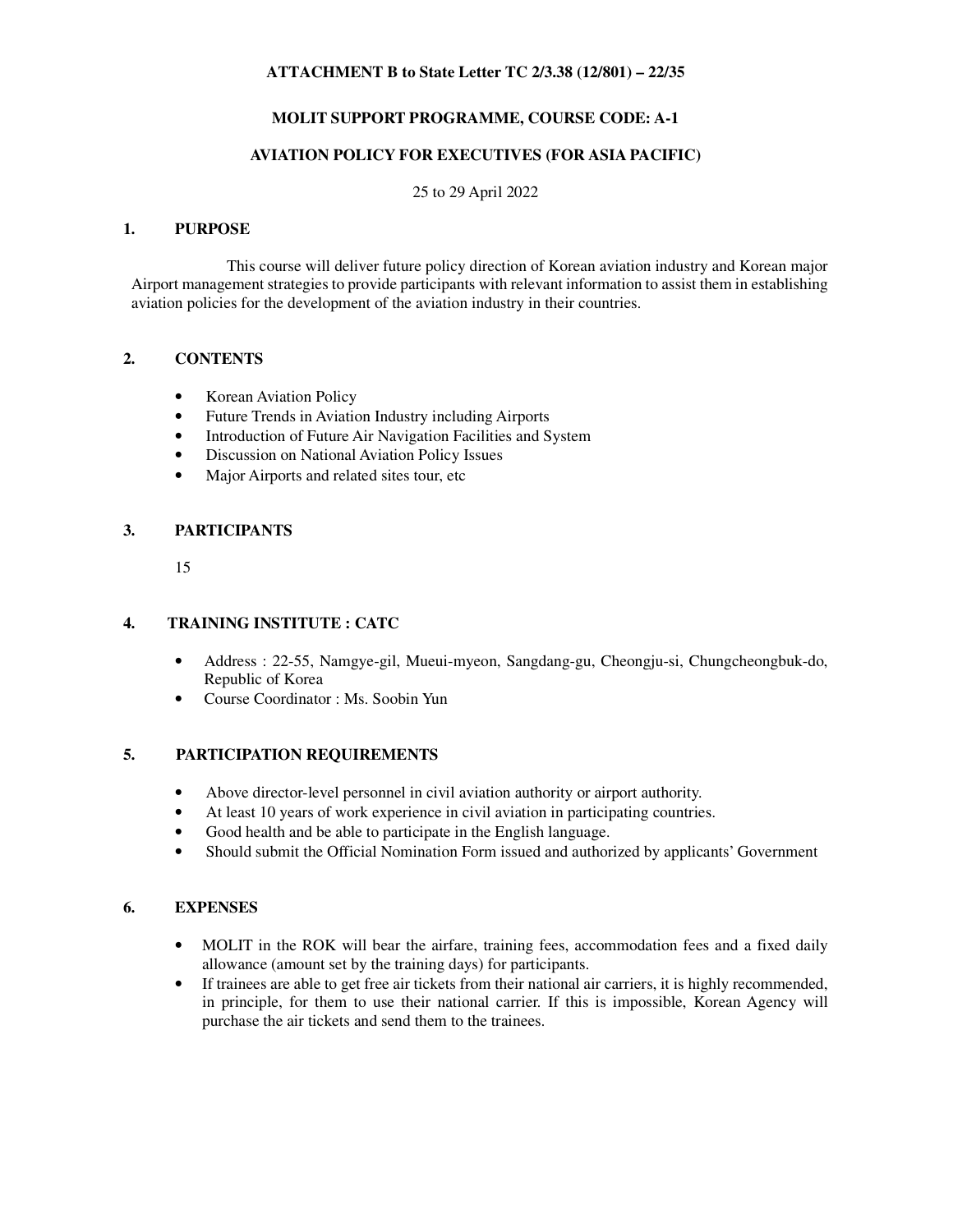**ATTACHMENT B to State Letter TC 2/3.38 (12/801) – 22/35**

**MOLIT SUPPORT PROGRAMME, COURSE CODE: A-1**

**AVIATION POLICY FOR EXECUTIVES (FOR ASIA PACIFIC)**

25 to 29 April 2022

## 1. PURPOSE

This course will deliver future policy direction of Korean aviation industry and Korean major Airport management strategies to provide participants with relevant information to assist them in establishing aviation policies for the development of the aviation industry in their countries.

## 2. CONTENTS

- Korean Aviation Policy
- Future Trends in Aviation Industry including Airports
- Introduction of Future Air Navigation Facilities and System
- Discussion on National Aviation Policy Issues
- Major Airports and related sites tour, etc

## 3. PARTICIPANTS

15

## 4. TRAINING INSTITUTE : CATC

- Address : 22-55, Namgye-gil, Mueui-myeon, Sangdang-gu, Cheongju-si, Chungcheongbuk-do, Republic of Korea
- Course Coordinator : Ms. Soobin Yun

## 5. PARTICIPATION REQUIREMENTS

- Above director-level personnel in civil aviation authority or airport authority.
- At least 10 years of work experience in civil aviation in participating countries.
- Good health and be able to participate in the English language.
- Should submit the Official Nomination Form issued and authorized by applicants' Government

## 6. EXPENSES

- MOLIT in the ROK will bear the airfare, training fees, accommodation fees and a fixed daily allowance (amount set by the training days) for participants.
- If trainees are able to get free air tickets from their national air carriers, it is highly recommended, in principle, for them to use their national carrier. If this is impossible, Korean Agency will purchase the air tickets and send them to the trainees.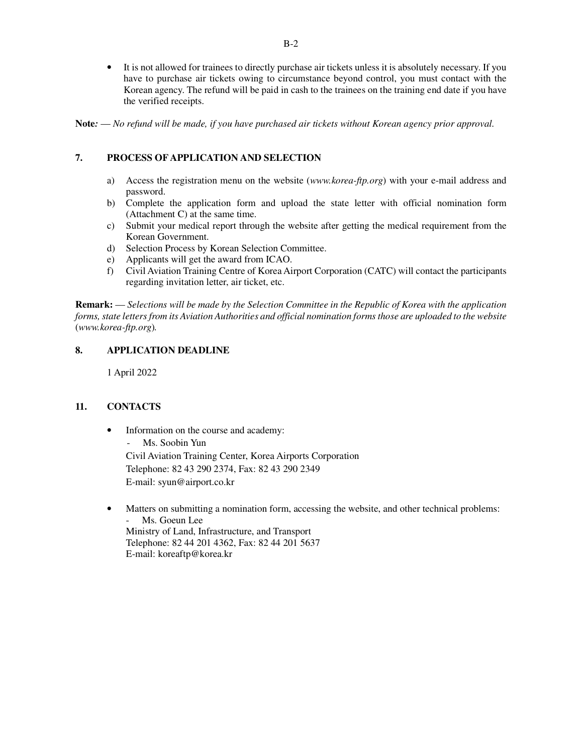- It is not allowed for trainees to directly purchase air tickets unless it is absolutely necessary. If you have to purchase air tickets owing to circumstance beyond control, you must contact with the Korean agency. The refund will be paid in cash to the trainees on the training end date if you have the verified receipts.

**Note***:* — *No refund will be made, if you have purchased air tickets without Korean agency prior approval.*

### 7. PROCESS OF APPLICATION AND SELECTION

a) Access the registration menu on the website (*www.korea-ftp.org*) with your e-mail address and password.
b) Complete the application form and upload the state letter with official nomination form (Attachment C) at the same time.
c) Submit your medical report through the website after getting the medical requirement from the Korean Government.
d) Selection Process by Korean Selection Committee.
e) Applicants will get the award from ICAO.
f) Civil Aviation Training Centre of Korea Airport Corporation (CATC) will contact the participants regarding invitation letter, air ticket, etc.

**Remark:** — *Selections will be made by the Selection Committee in the Republic of Korea with the application forms, state letters from its Aviation Authorities and official nomination forms those are uploaded to the website* (*www.korea-ftp.org*)*.*

### 8. APPLICATION DEADLINE

1 April 2022

### 11. CONTACTS

- Information on the course and academy:
  - Ms. Soobin Yun
  Civil Aviation Training Center, Korea Airports Corporation
  Telephone: 82 43 290 2374, Fax: 82 43 290 2349
  E-mail: syun@airport.co.kr

- Matters on submitting a nomination form, accessing the website, and other technical problems:
  - Ms. Goeun Lee
  Ministry of Land, Infrastructure, and Transport
  Telephone: 82 44 201 4362, Fax: 82 44 201 5637
  E-mail: koreaftp@korea.kr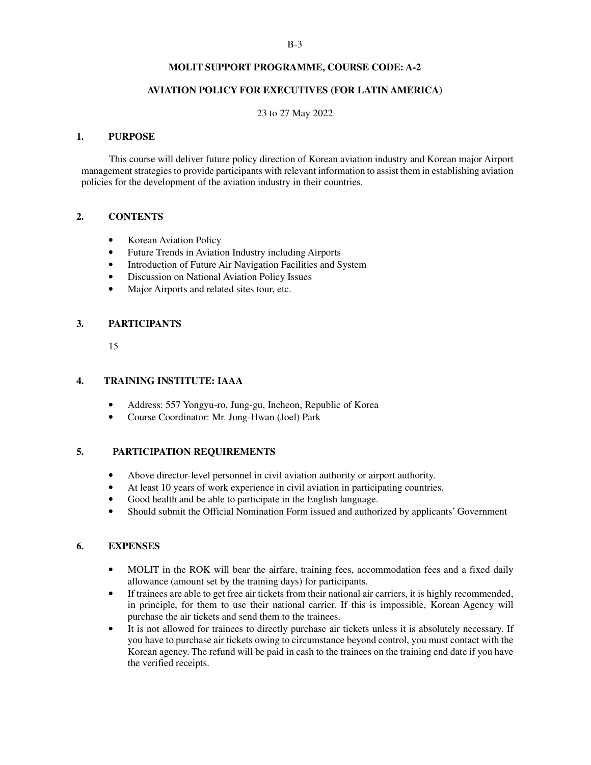**MOLIT SUPPORT PROGRAMME, COURSE CODE: A-2**

**AVIATION POLICY FOR EXECUTIVES (FOR LATIN AMERICA)**

23 to 27 May 2022

## 1. PURPOSE

This course will deliver future policy direction of Korean aviation industry and Korean major Airport management strategies to provide participants with relevant information to assist them in establishing aviation policies for the development of the aviation industry in their countries.

## 2. CONTENTS

- Korean Aviation Policy
- Future Trends in Aviation Industry including Airports
- Introduction of Future Air Navigation Facilities and System
- Discussion on National Aviation Policy Issues
- Major Airports and related sites tour, etc.

## 3. PARTICIPANTS

15

## 4. TRAINING INSTITUTE: IAAA

- Address: 557 Yongyu-ro, Jung-gu, Incheon, Republic of Korea
- Course Coordinator: Mr. Jong-Hwan (Joel) Park

## 5. PARTICIPATION REQUIREMENTS

- Above director-level personnel in civil aviation authority or airport authority.
- At least 10 years of work experience in civil aviation in participating countries.
- Good health and be able to participate in the English language.
- Should submit the Official Nomination Form issued and authorized by applicants' Government

## 6. EXPENSES

- MOLIT in the ROK will bear the airfare, training fees, accommodation fees and a fixed daily allowance (amount set by the training days) for participants.
- If trainees are able to get free air tickets from their national air carriers, it is highly recommended, in principle, for them to use their national carrier. If this is impossible, Korean Agency will purchase the air tickets and send them to the trainees.
- It is not allowed for trainees to directly purchase air tickets unless it is absolutely necessary. If you have to purchase air tickets owing to circumstance beyond control, you must contact with the Korean agency. The refund will be paid in cash to the trainees on the training end date if you have the verified receipts.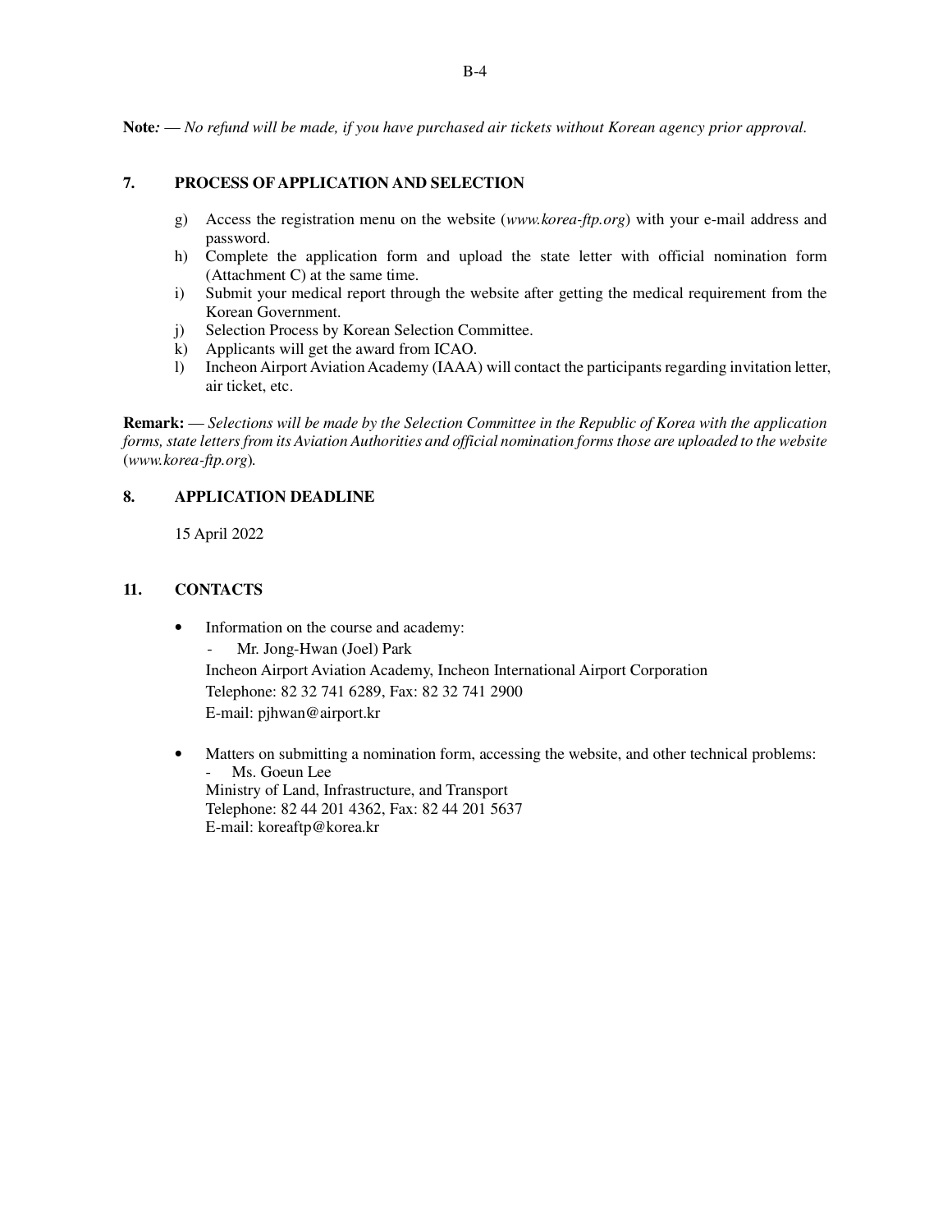**Note***:* — *No refund will be made, if you have purchased air tickets without Korean agency prior approval.*

## 7. PROCESS OF APPLICATION AND SELECTION

g) Access the registration menu on the website (*www.korea-ftp.org*) with your e-mail address and password.

h) Complete the application form and upload the state letter with official nomination form (Attachment C) at the same time.

i) Submit your medical report through the website after getting the medical requirement from the Korean Government.

j) Selection Process by Korean Selection Committee.

k) Applicants will get the award from ICAO.

l) Incheon Airport Aviation Academy (IAAA) will contact the participants regarding invitation letter, air ticket, etc.

**Remark:** — *Selections will be made by the Selection Committee in the Republic of Korea with the application forms, state letters from its Aviation Authorities and official nomination forms those are uploaded to the website* (*www.korea-ftp.org*)*.*

## 8. APPLICATION DEADLINE

15 April 2022

## 11. CONTACTS

- Information on the course and academy:
  - Mr. Jong-Hwan (Joel) Park

  Incheon Airport Aviation Academy, Incheon International Airport Corporation
  Telephone: 82 32 741 6289, Fax: 82 32 741 2900
  E-mail: pjhwan@airport.kr

- Matters on submitting a nomination form, accessing the website, and other technical problems:
  - Ms. Goeun Lee

  Ministry of Land, Infrastructure, and Transport
  Telephone: 82 44 201 4362, Fax: 82 44 201 5637
  E-mail: koreaftp@korea.kr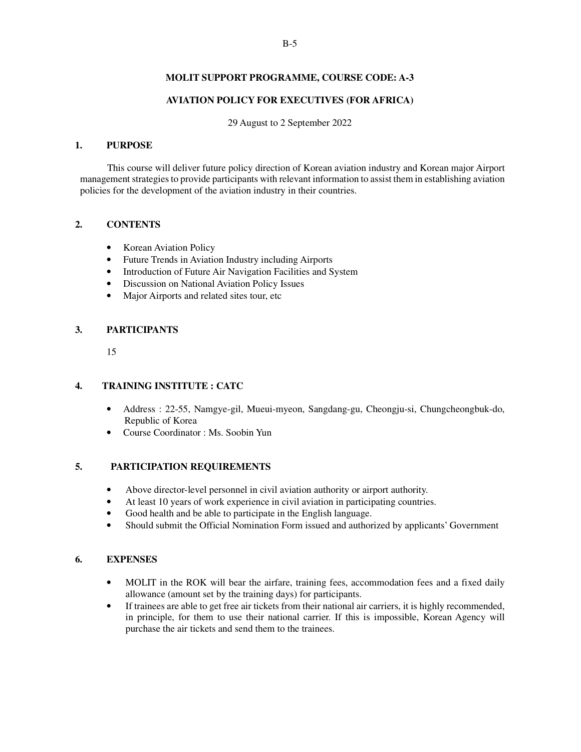**MOLIT SUPPORT PROGRAMME, COURSE CODE: A-3**

**AVIATION POLICY FOR EXECUTIVES (FOR AFRICA)**

29 August to 2 September 2022

## 1. PURPOSE

This course will deliver future policy direction of Korean aviation industry and Korean major Airport management strategies to provide participants with relevant information to assist them in establishing aviation policies for the development of the aviation industry in their countries.

## 2. CONTENTS

- Korean Aviation Policy
- Future Trends in Aviation Industry including Airports
- Introduction of Future Air Navigation Facilities and System
- Discussion on National Aviation Policy Issues
- Major Airports and related sites tour, etc

## 3. PARTICIPANTS

15

## 4. TRAINING INSTITUTE : CATC

- Address : 22-55, Namgye-gil, Mueui-myeon, Sangdang-gu, Cheongju-si, Chungcheongbuk-do, Republic of Korea
- Course Coordinator : Ms. Soobin Yun

## 5. PARTICIPATION REQUIREMENTS

- Above director-level personnel in civil aviation authority or airport authority.
- At least 10 years of work experience in civil aviation in participating countries.
- Good health and be able to participate in the English language.
- Should submit the Official Nomination Form issued and authorized by applicants' Government

## 6. EXPENSES

- MOLIT in the ROK will bear the airfare, training fees, accommodation fees and a fixed daily allowance (amount set by the training days) for participants.
- If trainees are able to get free air tickets from their national air carriers, it is highly recommended, in principle, for them to use their national carrier. If this is impossible, Korean Agency will purchase the air tickets and send them to the trainees.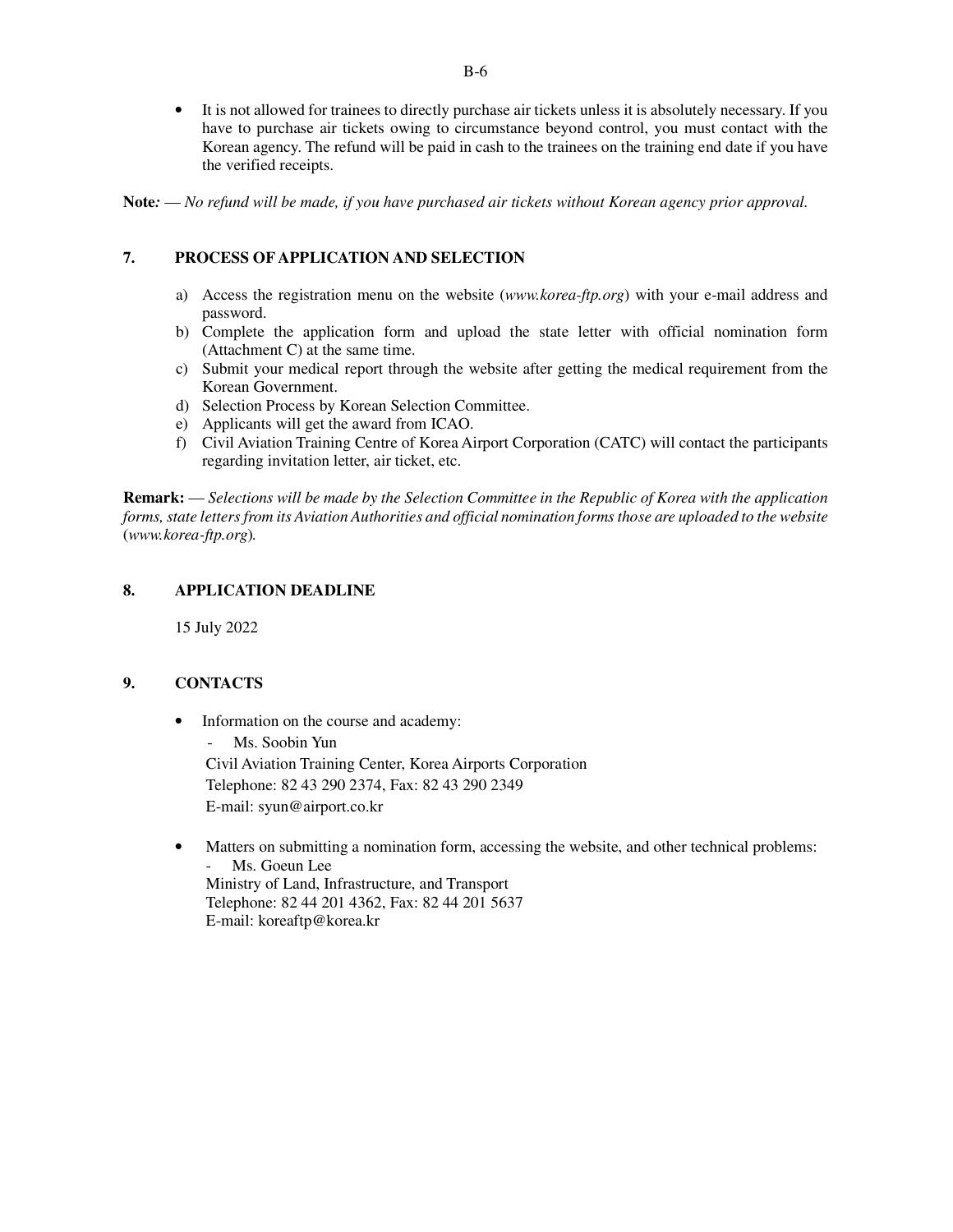- It is not allowed for trainees to directly purchase air tickets unless it is absolutely necessary. If you have to purchase air tickets owing to circumstance beyond control, you must contact with the Korean agency. The refund will be paid in cash to the trainees on the training end date if you have the verified receipts.

**Note**: — *No refund will be made, if you have purchased air tickets without Korean agency prior approval.*

## 7. PROCESS OF APPLICATION AND SELECTION

a) Access the registration menu on the website (*www.korea-ftp.org*) with your e-mail address and password.
b) Complete the application form and upload the state letter with official nomination form (Attachment C) at the same time.
c) Submit your medical report through the website after getting the medical requirement from the Korean Government.
d) Selection Process by Korean Selection Committee.
e) Applicants will get the award from ICAO.
f) Civil Aviation Training Centre of Korea Airport Corporation (CATC) will contact the participants regarding invitation letter, air ticket, etc.

**Remark:** — *Selections will be made by the Selection Committee in the Republic of Korea with the application forms, state letters from its Aviation Authorities and official nomination forms those are uploaded to the website (www.korea-ftp.org).*

## 8. APPLICATION DEADLINE

15 July 2022

## 9. CONTACTS

- Information on the course and academy:
  - Ms. Soobin Yun

  Civil Aviation Training Center, Korea Airports Corporation
  Telephone: 82 43 290 2374, Fax: 82 43 290 2349
  E-mail: syun@airport.co.kr

- Matters on submitting a nomination form, accessing the website, and other technical problems:
  - Ms. Goeun Lee

  Ministry of Land, Infrastructure, and Transport
  Telephone: 82 44 201 4362, Fax: 82 44 201 5637
  E-mail: koreaftp@korea.kr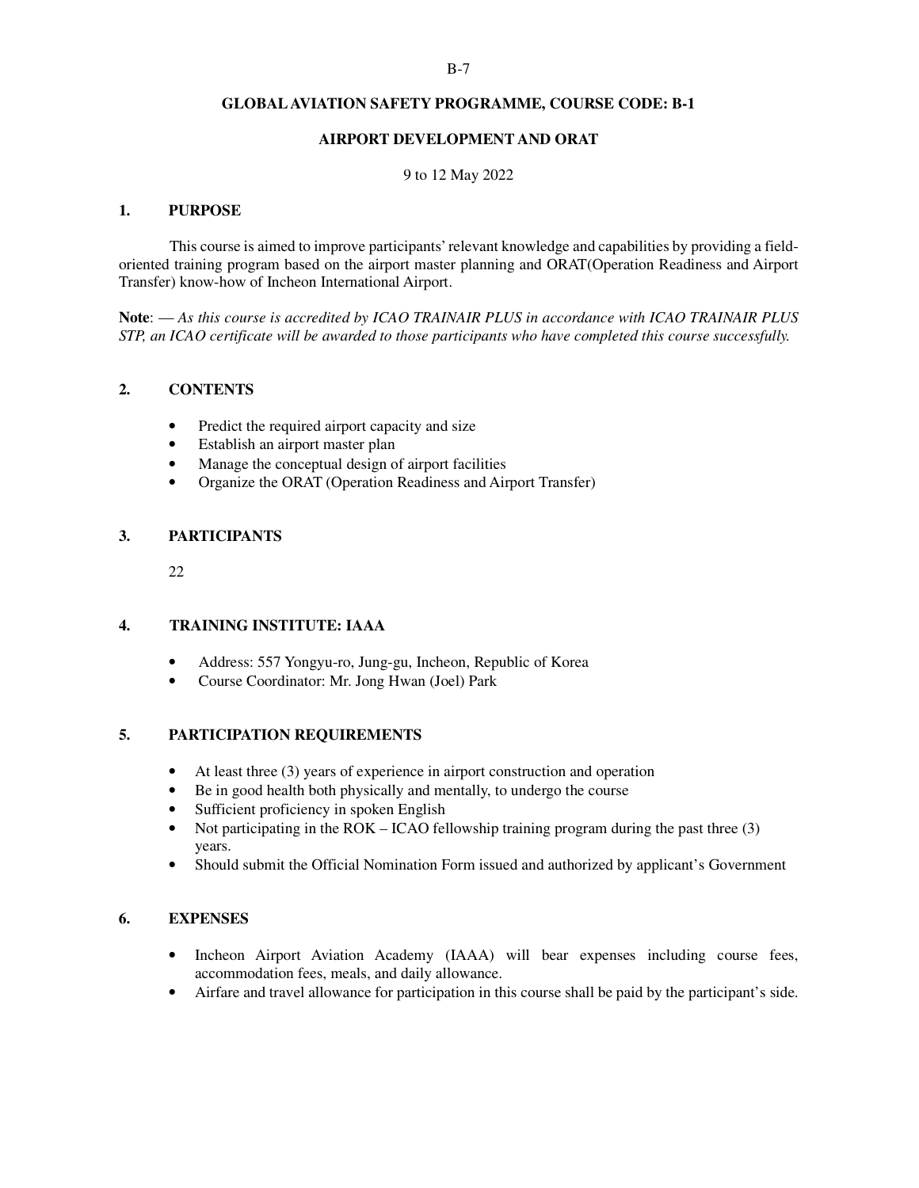**GLOBAL AVIATION SAFETY PROGRAMME, COURSE CODE: B-1**

**AIRPORT DEVELOPMENT AND ORAT**

9 to 12 May 2022

## 1. PURPOSE

This course is aimed to improve participants' relevant knowledge and capabilities by providing a field-oriented training program based on the airport master planning and ORAT(Operation Readiness and Airport Transfer) know-how of Incheon International Airport.

**Note**: — *As this course is accredited by ICAO TRAINAIR PLUS in accordance with ICAO TRAINAIR PLUS STP, an ICAO certificate will be awarded to those participants who have completed this course successfully.*

## 2. CONTENTS

- Predict the required airport capacity and size
- Establish an airport master plan
- Manage the conceptual design of airport facilities
- Organize the ORAT (Operation Readiness and Airport Transfer)

## 3. PARTICIPANTS

22

## 4. TRAINING INSTITUTE: IAAA

- Address: 557 Yongyu-ro, Jung-gu, Incheon, Republic of Korea
- Course Coordinator: Mr. Jong Hwan (Joel) Park

## 5. PARTICIPATION REQUIREMENTS

- At least three (3) years of experience in airport construction and operation
- Be in good health both physically and mentally, to undergo the course
- Sufficient proficiency in spoken English
- Not participating in the ROK – ICAO fellowship training program during the past three (3) years.
- Should submit the Official Nomination Form issued and authorized by applicant's Government

## 6. EXPENSES

- Incheon Airport Aviation Academy (IAAA) will bear expenses including course fees, accommodation fees, meals, and daily allowance.
- Airfare and travel allowance for participation in this course shall be paid by the participant's side.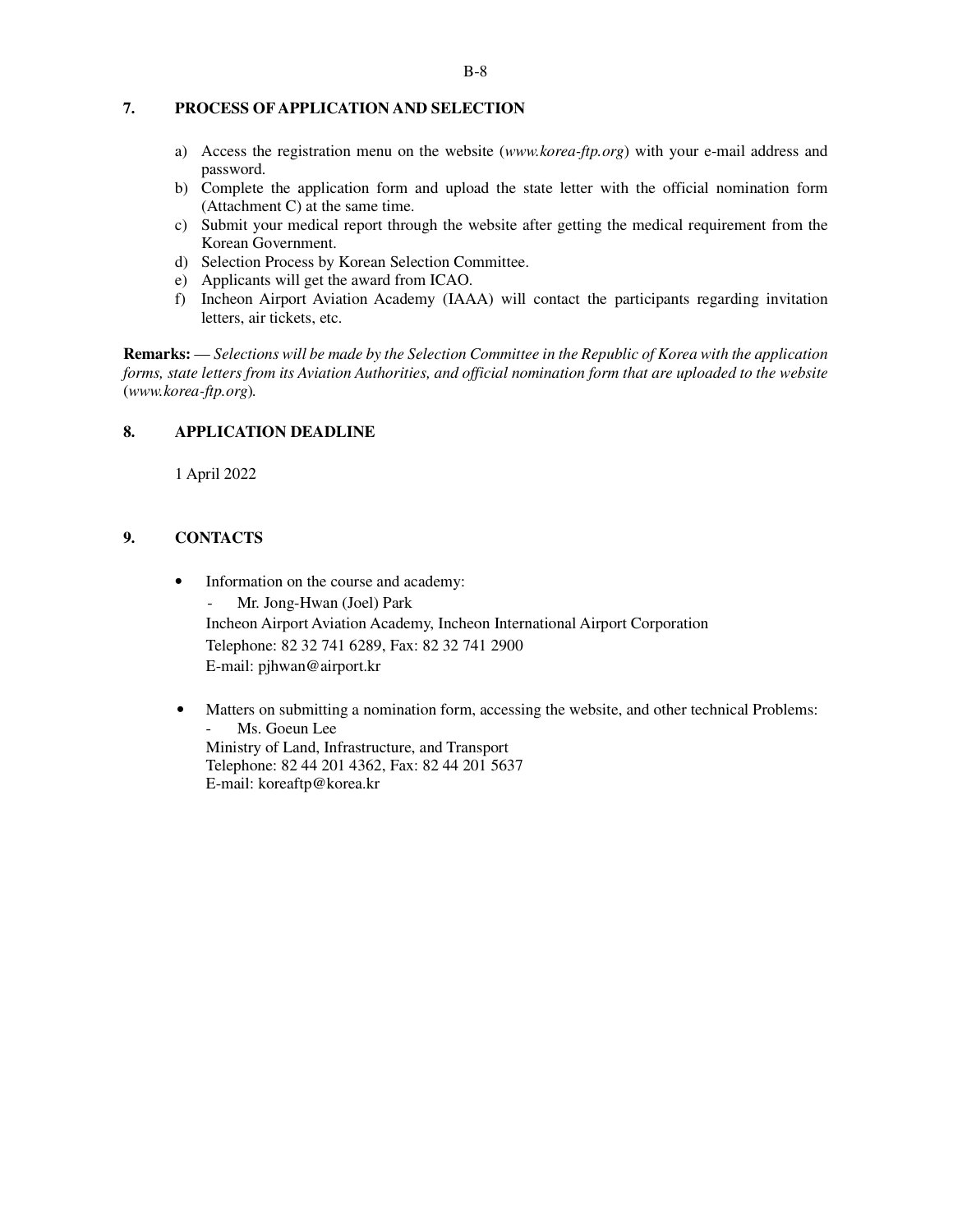## 7. PROCESS OF APPLICATION AND SELECTION

a) Access the registration menu on the website (*www.korea-ftp.org*) with your e-mail address and password.
b) Complete the application form and upload the state letter with the official nomination form (Attachment C) at the same time.
c) Submit your medical report through the website after getting the medical requirement from the Korean Government.
d) Selection Process by Korean Selection Committee.
e) Applicants will get the award from ICAO.
f) Incheon Airport Aviation Academy (IAAA) will contact the participants regarding invitation letters, air tickets, etc.

**Remarks:** — *Selections will be made by the Selection Committee in the Republic of Korea with the application forms, state letters from its Aviation Authorities, and official nomination form that are uploaded to the website* (*www.korea-ftp.org*).

## 8. APPLICATION DEADLINE

1 April 2022

## 9. CONTACTS

- Information on the course and academy:
  - Mr. Jong-Hwan (Joel) Park

  Incheon Airport Aviation Academy, Incheon International Airport Corporation
  Telephone: 82 32 741 6289, Fax: 82 32 741 2900
  E-mail: pjhwan@airport.kr

- Matters on submitting a nomination form, accessing the website, and other technical Problems:
  - Ms. Goeun Lee

  Ministry of Land, Infrastructure, and Transport
  Telephone: 82 44 201 4362, Fax: 82 44 201 5637
  E-mail: koreaftp@korea.kr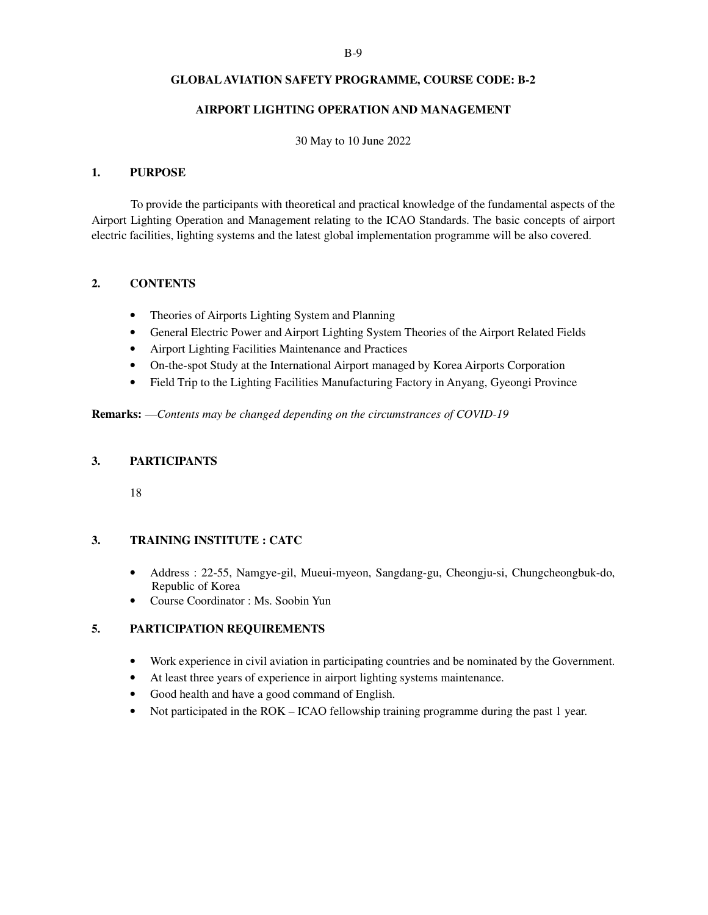## GLOBAL AVIATION SAFETY PROGRAMME, COURSE CODE: B-2

## AIRPORT LIGHTING OPERATION AND MANAGEMENT

30 May to 10 June 2022

### 1. PURPOSE

To provide the participants with theoretical and practical knowledge of the fundamental aspects of the Airport Lighting Operation and Management relating to the ICAO Standards. The basic concepts of airport electric facilities, lighting systems and the latest global implementation programme will be also covered.

### 2. CONTENTS

- Theories of Airports Lighting System and Planning
- General Electric Power and Airport Lighting System Theories of the Airport Related Fields
- Airport Lighting Facilities Maintenance and Practices
- On-the-spot Study at the International Airport managed by Korea Airports Corporation
- Field Trip to the Lighting Facilities Manufacturing Factory in Anyang, Gyeongi Province

**Remarks:** —*Contents may be changed depending on the circumstrances of COVID-19*

### 3. PARTICIPANTS

18

### 3. TRAINING INSTITUTE : CATC

- Address : 22-55, Namgye-gil, Mueui-myeon, Sangdang-gu, Cheongju-si, Chungcheongbuk-do, Republic of Korea
- Course Coordinator : Ms. Soobin Yun

### 5. PARTICIPATION REQUIREMENTS

- Work experience in civil aviation in participating countries and be nominated by the Government.
- At least three years of experience in airport lighting systems maintenance.
- Good health and have a good command of English.
- Not participated in the ROK – ICAO fellowship training programme during the past 1 year.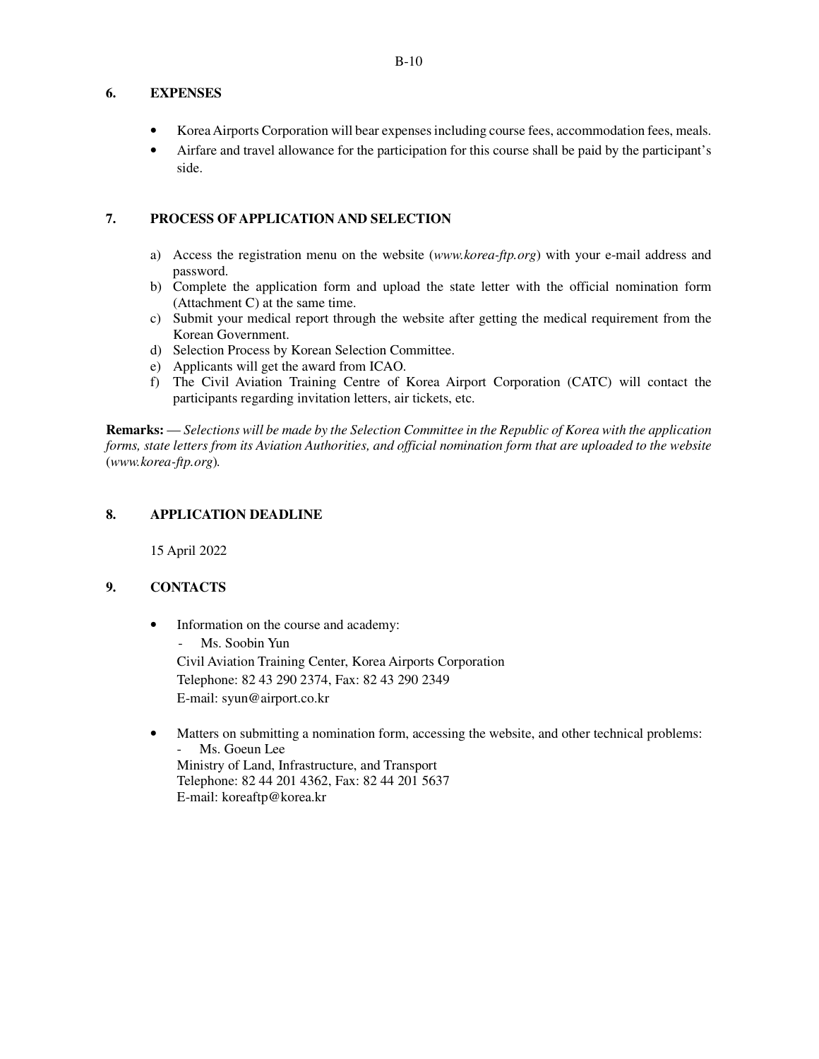## 6. EXPENSES

- Korea Airports Corporation will bear expenses including course fees, accommodation fees, meals.
- Airfare and travel allowance for the participation for this course shall be paid by the participant's side.

## 7. PROCESS OF APPLICATION AND SELECTION

a) Access the registration menu on the website (*www.korea-ftp.org*) with your e-mail address and password.
b) Complete the application form and upload the state letter with the official nomination form (Attachment C) at the same time.
c) Submit your medical report through the website after getting the medical requirement from the Korean Government.
d) Selection Process by Korean Selection Committee.
e) Applicants will get the award from ICAO.
f) The Civil Aviation Training Centre of Korea Airport Corporation (CATC) will contact the participants regarding invitation letters, air tickets, etc.

**Remarks:** — *Selections will be made by the Selection Committee in the Republic of Korea with the application forms, state letters from its Aviation Authorities, and official nomination form that are uploaded to the website (www.korea-ftp.org).*

## 8. APPLICATION DEADLINE

15 April 2022

## 9. CONTACTS

- Information on the course and academy:
  - Ms. Soobin Yun
  
  Civil Aviation Training Center, Korea Airports Corporation
  Telephone: 82 43 290 2374, Fax: 82 43 290 2349
  E-mail: syun@airport.co.kr

- Matters on submitting a nomination form, accessing the website, and other technical problems:
  - Ms. Goeun Lee
  
  Ministry of Land, Infrastructure, and Transport
  Telephone: 82 44 201 4362, Fax: 82 44 201 5637
  E-mail: koreaftp@korea.kr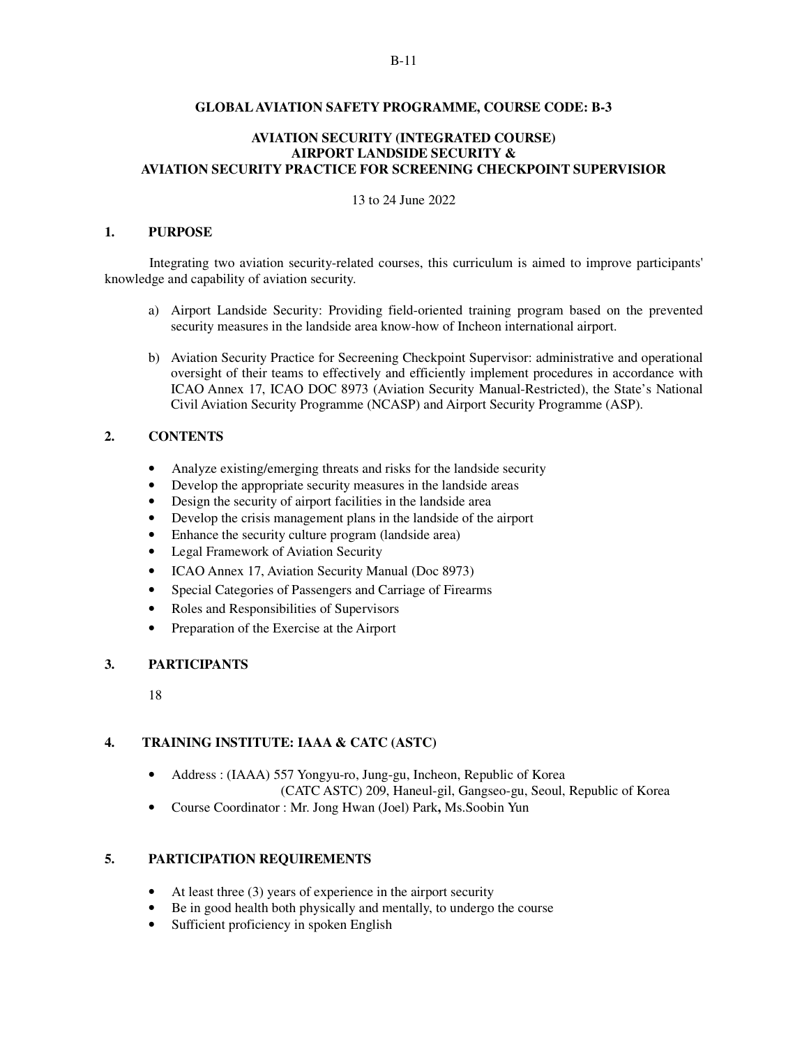**GLOBAL AVIATION SAFETY PROGRAMME, COURSE CODE: B-3**

**AVIATION SECURITY (INTEGRATED COURSE)**
**AIRPORT LANDSIDE SECURITY &**
**AVIATION SECURITY PRACTICE FOR SCREENING CHECKPOINT SUPERVISIOR**

13 to 24 June 2022

## 1. PURPOSE

Integrating two aviation security-related courses, this curriculum is aimed to improve participants' knowledge and capability of aviation security.

a) Airport Landside Security: Providing field-oriented training program based on the prevented security measures in the landside area know-how of Incheon international airport.

b) Aviation Security Practice for Secreening Checkpoint Supervisor: administrative and operational oversight of their teams to effectively and efficiently implement procedures in accordance with ICAO Annex 17, ICAO DOC 8973 (Aviation Security Manual-Restricted), the State's National Civil Aviation Security Programme (NCASP) and Airport Security Programme (ASP).

## 2. CONTENTS

- Analyze existing/emerging threats and risks for the landside security
- Develop the appropriate security measures in the landside areas
- Design the security of airport facilities in the landside area
- Develop the crisis management plans in the landside of the airport
- Enhance the security culture program (landside area)
- Legal Framework of Aviation Security
- ICAO Annex 17, Aviation Security Manual (Doc 8973)
- Special Categories of Passengers and Carriage of Firearms
- Roles and Responsibilities of Supervisors
- Preparation of the Exercise at the Airport

## 3. PARTICIPANTS

18

## 4. TRAINING INSTITUTE: IAAA & CATC (ASTC)

- Address : (IAAA) 557 Yongyu-ro, Jung-gu, Incheon, Republic of Korea
  (CATC ASTC) 209, Haneul-gil, Gangseo-gu, Seoul, Republic of Korea
- Course Coordinator : Mr. Jong Hwan (Joel) Park**,** Ms.Soobin Yun

## 5. PARTICIPATION REQUIREMENTS

- At least three (3) years of experience in the airport security
- Be in good health both physically and mentally, to undergo the course
- Sufficient proficiency in spoken English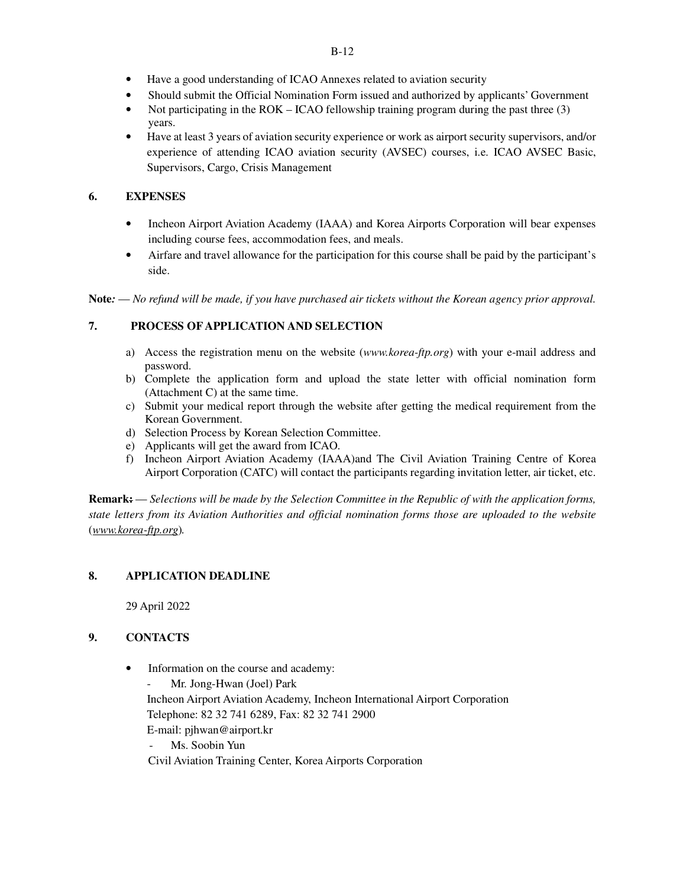- Have a good understanding of ICAO Annexes related to aviation security
- Should submit the Official Nomination Form issued and authorized by applicants' Government
- Not participating in the ROK – ICAO fellowship training program during the past three (3) years.
- Have at least 3 years of aviation security experience or work as airport security supervisors, and/or experience of attending ICAO aviation security (AVSEC) courses, i.e. ICAO AVSEC Basic, Supervisors, Cargo, Crisis Management

## 6. EXPENSES

- Incheon Airport Aviation Academy (IAAA) and Korea Airports Corporation will bear expenses including course fees, accommodation fees, and meals.
- Airfare and travel allowance for the participation for this course shall be paid by the participant's side.

**Note***:* — *No refund will be made, if you have purchased air tickets without the Korean agency prior approval.*

## 7. PROCESS OF APPLICATION AND SELECTION

a) Access the registration menu on the website (*www.korea-ftp.org*) with your e-mail address and password.
b) Complete the application form and upload the state letter with official nomination form (Attachment C) at the same time.
c) Submit your medical report through the website after getting the medical requirement from the Korean Government.
d) Selection Process by Korean Selection Committee.
e) Applicants will get the award from ICAO.
f) Incheon Airport Aviation Academy (IAAA)and The Civil Aviation Training Centre of Korea Airport Corporation (CATC) will contact the participants regarding invitation letter, air ticket, etc.

**Remark:** — *Selections will be made by the Selection Committee in the Republic of with the application forms, state letters from its Aviation Authorities and official nomination forms those are uploaded to the website (www.korea-ftp.org).*

## 8. APPLICATION DEADLINE

29 April 2022

## 9. CONTACTS

- Information on the course and academy:
  - Mr. Jong-Hwan (Joel) Park
    Incheon Airport Aviation Academy, Incheon International Airport Corporation
    Telephone: 82 32 741 6289, Fax: 82 32 741 2900
    E-mail: pjhwan@airport.kr
  - Ms. Soobin Yun
    Civil Aviation Training Center, Korea Airports Corporation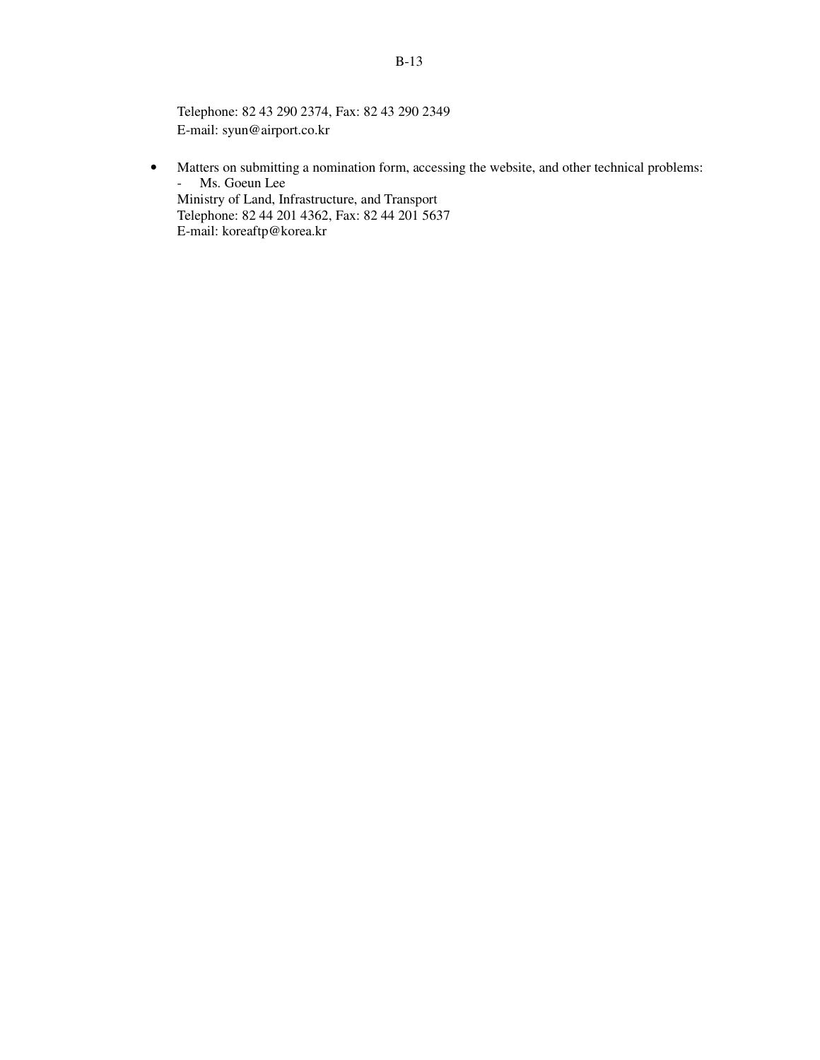Telephone: 82 43 290 2374, Fax: 82 43 290 2349
E-mail: syun@airport.co.kr

- Matters on submitting a nomination form, accessing the website, and other technical problems:
  - Ms. Goeun Lee
  
  Ministry of Land, Infrastructure, and Transport
  Telephone: 82 44 201 4362, Fax: 82 44 201 5637
  E-mail: koreaftp@korea.kr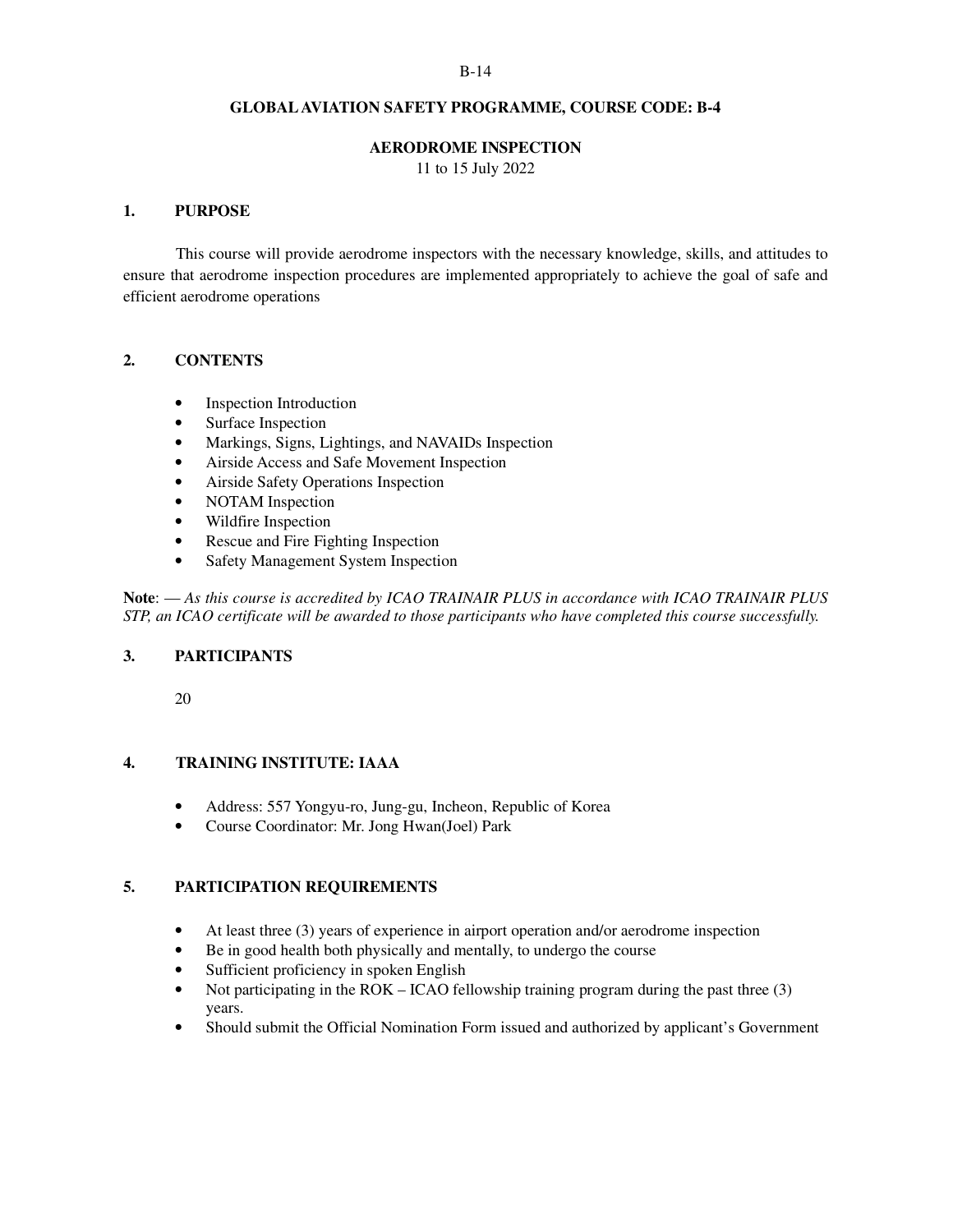**GLOBAL AVIATION SAFETY PROGRAMME, COURSE CODE: B-4**

**AERODROME INSPECTION**

11 to 15 July 2022

## 1. PURPOSE

This course will provide aerodrome inspectors with the necessary knowledge, skills, and attitudes to ensure that aerodrome inspection procedures are implemented appropriately to achieve the goal of safe and efficient aerodrome operations

## 2. CONTENTS

- Inspection Introduction
- Surface Inspection
- Markings, Signs, Lightings, and NAVAIDs Inspection
- Airside Access and Safe Movement Inspection
- Airside Safety Operations Inspection
- NOTAM Inspection
- Wildfire Inspection
- Rescue and Fire Fighting Inspection
- Safety Management System Inspection

**Note**: — *As this course is accredited by ICAO TRAINAIR PLUS in accordance with ICAO TRAINAIR PLUS STP, an ICAO certificate will be awarded to those participants who have completed this course successfully.*

## 3. PARTICIPANTS

20

## 4. TRAINING INSTITUTE: IAAA

- Address: 557 Yongyu-ro, Jung-gu, Incheon, Republic of Korea
- Course Coordinator: Mr. Jong Hwan(Joel) Park

## 5. PARTICIPATION REQUIREMENTS

- At least three (3) years of experience in airport operation and/or aerodrome inspection
- Be in good health both physically and mentally, to undergo the course
- Sufficient proficiency in spoken English
- Not participating in the ROK – ICAO fellowship training program during the past three (3) years.
- Should submit the Official Nomination Form issued and authorized by applicant's Government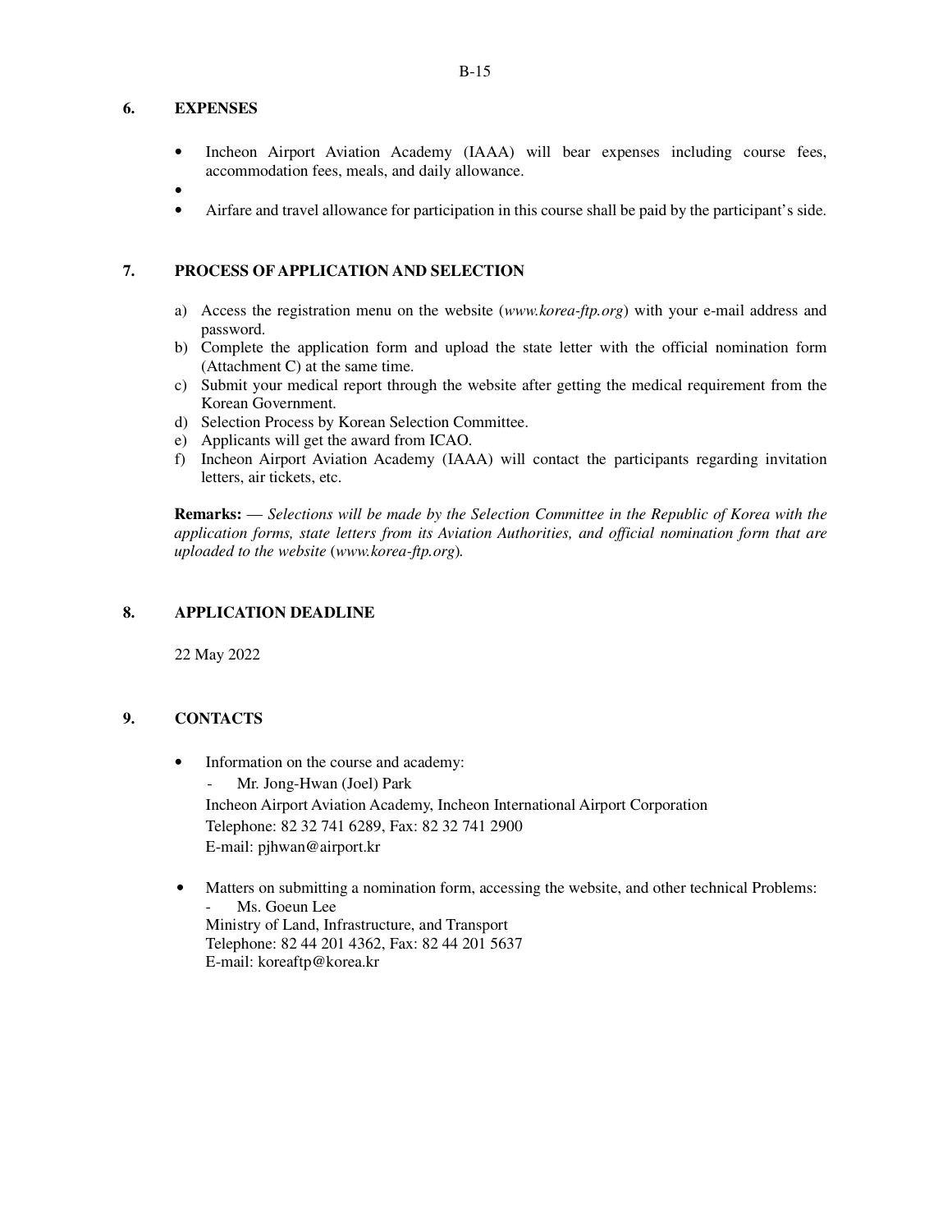## 6. EXPENSES

- Incheon Airport Aviation Academy (IAAA) will bear expenses including course fees, accommodation fees, meals, and daily allowance.
- 
- Airfare and travel allowance for participation in this course shall be paid by the participant's side.

## 7. PROCESS OF APPLICATION AND SELECTION

a) Access the registration menu on the website (*www.korea-ftp.org*) with your e-mail address and password.
b) Complete the application form and upload the state letter with the official nomination form (Attachment C) at the same time.
c) Submit your medical report through the website after getting the medical requirement from the Korean Government.
d) Selection Process by Korean Selection Committee.
e) Applicants will get the award from ICAO.
f) Incheon Airport Aviation Academy (IAAA) will contact the participants regarding invitation letters, air tickets, etc.

**Remarks:** — *Selections will be made by the Selection Committee in the Republic of Korea with the application forms, state letters from its Aviation Authorities, and official nomination form that are uploaded to the website* (*www.korea-ftp.org*)*.*

## 8. APPLICATION DEADLINE

22 May 2022

## 9. CONTACTS

- Information on the course and academy:
  - Mr. Jong-Hwan (Joel) Park
  
  Incheon Airport Aviation Academy, Incheon International Airport Corporation
  Telephone: 82 32 741 6289, Fax: 82 32 741 2900
  E-mail: pjhwan@airport.kr

- Matters on submitting a nomination form, accessing the website, and other technical Problems:
  - Ms. Goeun Lee
  
  Ministry of Land, Infrastructure, and Transport
  Telephone: 82 44 201 4362, Fax: 82 44 201 5637
  E-mail: koreaftp@korea.kr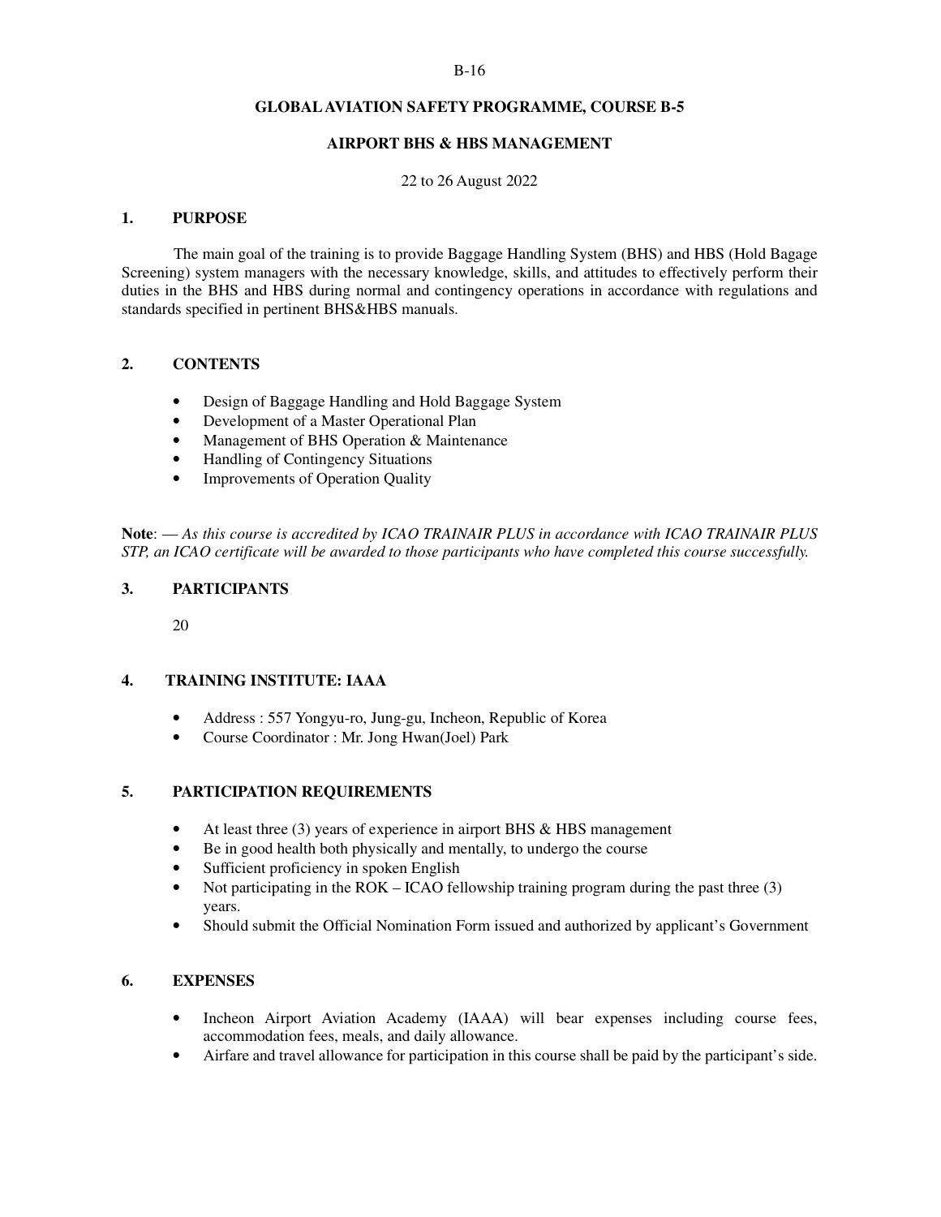**GLOBAL AVIATION SAFETY PROGRAMME, COURSE B-5**

**AIRPORT BHS & HBS MANAGEMENT**

22 to 26 August 2022

## 1. PURPOSE

The main goal of the training is to provide Baggage Handling System (BHS) and HBS (Hold Bagage Screening) system managers with the necessary knowledge, skills, and attitudes to effectively perform their duties in the BHS and HBS during normal and contingency operations in accordance with regulations and standards specified in pertinent BHS&HBS manuals.

## 2. CONTENTS

- Design of Baggage Handling and Hold Baggage System
- Development of a Master Operational Plan
- Management of BHS Operation & Maintenance
- Handling of Contingency Situations
- Improvements of Operation Quality

**Note**: — *As this course is accredited by ICAO TRAINAIR PLUS in accordance with ICAO TRAINAIR PLUS STP, an ICAO certificate will be awarded to those participants who have completed this course successfully.*

## 3. PARTICIPANTS

20

## 4. TRAINING INSTITUTE: IAAA

- Address : 557 Yongyu-ro, Jung-gu, Incheon, Republic of Korea
- Course Coordinator : Mr. Jong Hwan(Joel) Park

## 5. PARTICIPATION REQUIREMENTS

- At least three (3) years of experience in airport BHS & HBS management
- Be in good health both physically and mentally, to undergo the course
- Sufficient proficiency in spoken English
- Not participating in the ROK – ICAO fellowship training program during the past three (3) years.
- Should submit the Official Nomination Form issued and authorized by applicant's Government

## 6. EXPENSES

- Incheon Airport Aviation Academy (IAAA) will bear expenses including course fees, accommodation fees, meals, and daily allowance.
- Airfare and travel allowance for participation in this course shall be paid by the participant's side.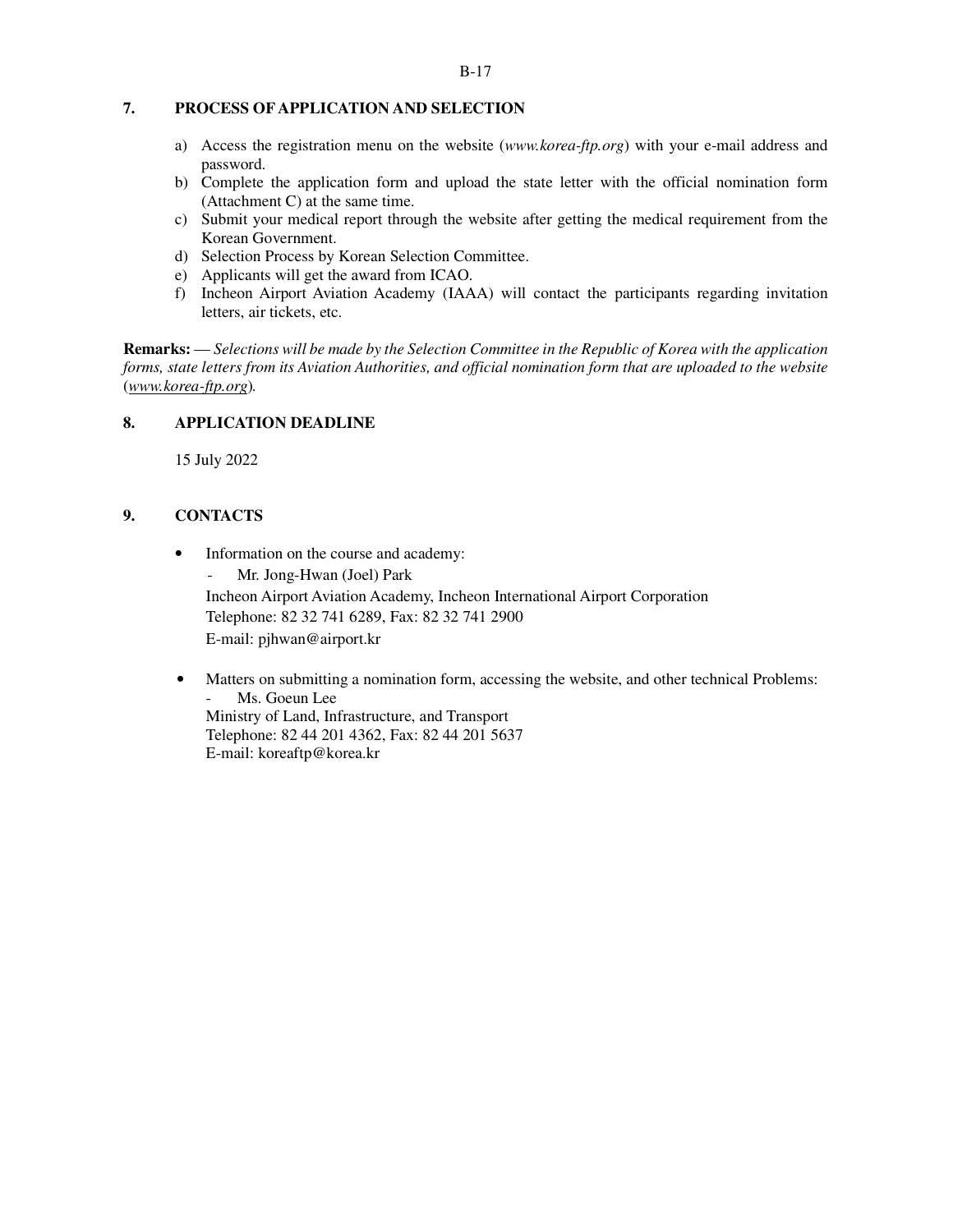## 7. PROCESS OF APPLICATION AND SELECTION

a) Access the registration menu on the website (*www.korea-ftp.org*) with your e-mail address and password.
b) Complete the application form and upload the state letter with the official nomination form (Attachment C) at the same time.
c) Submit your medical report through the website after getting the medical requirement from the Korean Government.
d) Selection Process by Korean Selection Committee.
e) Applicants will get the award from ICAO.
f) Incheon Airport Aviation Academy (IAAA) will contact the participants regarding invitation letters, air tickets, etc.

**Remarks:** — *Selections will be made by the Selection Committee in the Republic of Korea with the application forms, state letters from its Aviation Authorities, and official nomination form that are uploaded to the website (www.korea-ftp.org).*

## 8. APPLICATION DEADLINE

15 July 2022

## 9. CONTACTS

- Information on the course and academy:
  - Mr. Jong-Hwan (Joel) Park
  
  Incheon Airport Aviation Academy, Incheon International Airport Corporation
  Telephone: 82 32 741 6289, Fax: 82 32 741 2900
  E-mail: pjhwan@airport.kr

- Matters on submitting a nomination form, accessing the website, and other technical Problems:
  - Ms. Goeun Lee
  
  Ministry of Land, Infrastructure, and Transport
  Telephone: 82 44 201 4362, Fax: 82 44 201 5637
  E-mail: koreaftp@korea.kr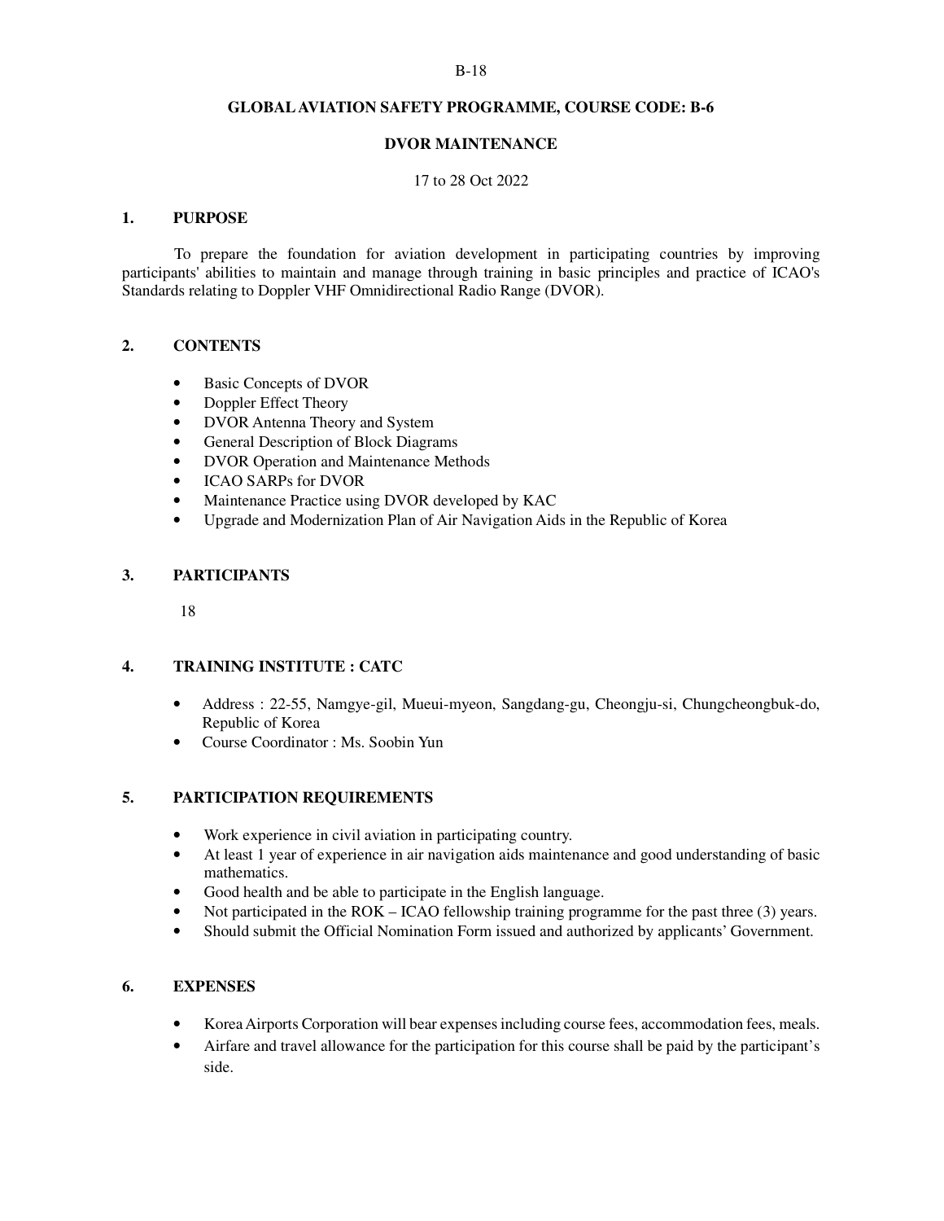**GLOBAL AVIATION SAFETY PROGRAMME, COURSE CODE: B-6**

**DVOR MAINTENANCE**

17 to 28 Oct 2022

## 1. PURPOSE

To prepare the foundation for aviation development in participating countries by improving participants' abilities to maintain and manage through training in basic principles and practice of ICAO's Standards relating to Doppler VHF Omnidirectional Radio Range (DVOR).

## 2. CONTENTS

- Basic Concepts of DVOR
- Doppler Effect Theory
- DVOR Antenna Theory and System
- General Description of Block Diagrams
- DVOR Operation and Maintenance Methods
- ICAO SARPs for DVOR
- Maintenance Practice using DVOR developed by KAC
- Upgrade and Modernization Plan of Air Navigation Aids in the Republic of Korea

## 3. PARTICIPANTS

18

## 4. TRAINING INSTITUTE : CATC

- Address : 22-55, Namgye-gil, Mueui-myeon, Sangdang-gu, Cheongju-si, Chungcheongbuk-do, Republic of Korea
- Course Coordinator : Ms. Soobin Yun

## 5. PARTICIPATION REQUIREMENTS

- Work experience in civil aviation in participating country.
- At least 1 year of experience in air navigation aids maintenance and good understanding of basic mathematics.
- Good health and be able to participate in the English language.
- Not participated in the ROK – ICAO fellowship training programme for the past three (3) years.
- Should submit the Official Nomination Form issued and authorized by applicants' Government.

## 6. EXPENSES

- Korea Airports Corporation will bear expenses including course fees, accommodation fees, meals.
- Airfare and travel allowance for the participation for this course shall be paid by the participant's side.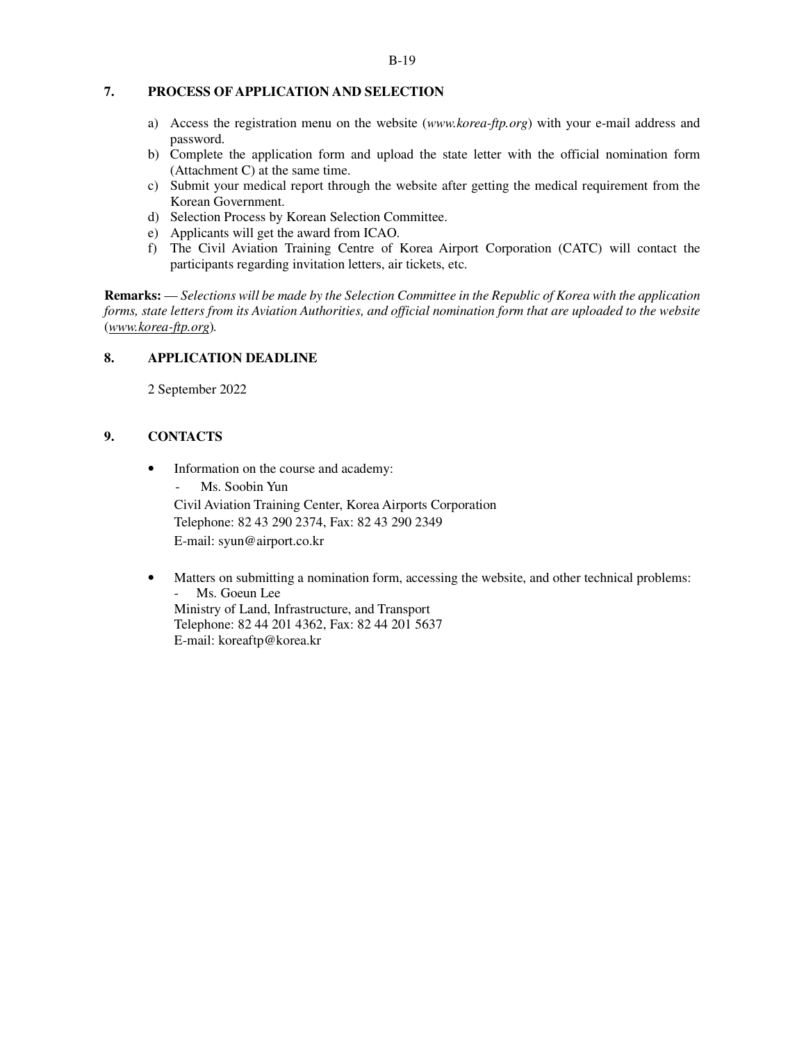## 7. PROCESS OF APPLICATION AND SELECTION

a) Access the registration menu on the website (*www.korea-ftp.org*) with your e-mail address and password.
b) Complete the application form and upload the state letter with the official nomination form (Attachment C) at the same time.
c) Submit your medical report through the website after getting the medical requirement from the Korean Government.
d) Selection Process by Korean Selection Committee.
e) Applicants will get the award from ICAO.
f) The Civil Aviation Training Centre of Korea Airport Corporation (CATC) will contact the participants regarding invitation letters, air tickets, etc.

**Remarks:** — *Selections will be made by the Selection Committee in the Republic of Korea with the application forms, state letters from its Aviation Authorities, and official nomination form that are uploaded to the website (www.korea-ftp.org).*

## 8. APPLICATION DEADLINE

2 September 2022

## 9. CONTACTS

- Information on the course and academy:
  - Ms. Soobin Yun
  
  Civil Aviation Training Center, Korea Airports Corporation
  Telephone: 82 43 290 2374, Fax: 82 43 290 2349
  E-mail: syun@airport.co.kr

- Matters on submitting a nomination form, accessing the website, and other technical problems:
  - Ms. Goeun Lee
  
  Ministry of Land, Infrastructure, and Transport
  Telephone: 82 44 201 4362, Fax: 82 44 201 5637
  E-mail: koreaftp@korea.kr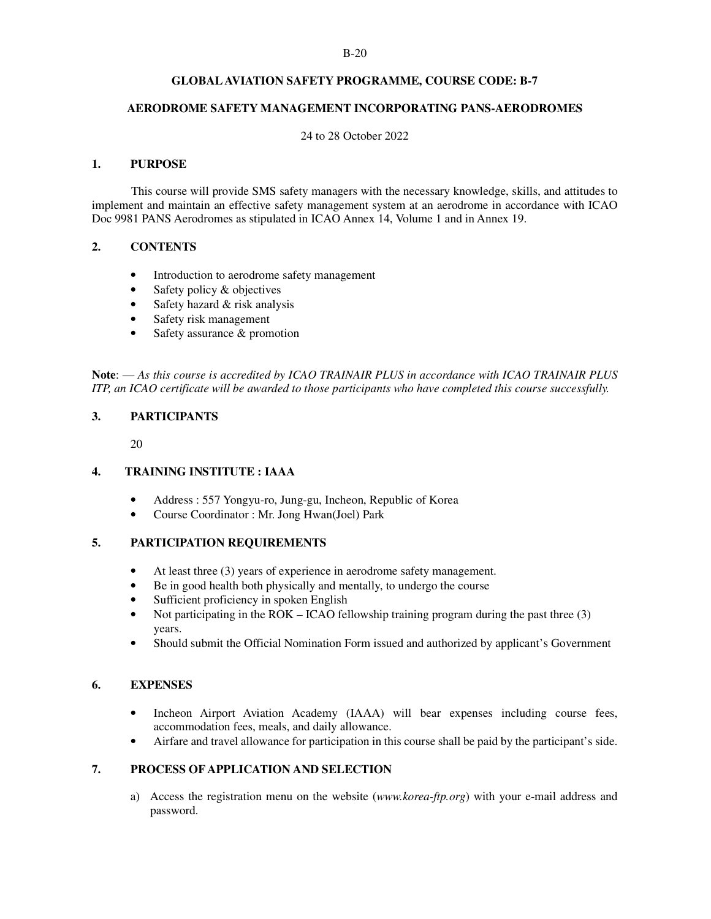**GLOBAL AVIATION SAFETY PROGRAMME, COURSE CODE: B-7**

**AERODROME SAFETY MANAGEMENT INCORPORATING PANS-AERODROMES**

24 to 28 October 2022

## 1. PURPOSE

This course will provide SMS safety managers with the necessary knowledge, skills, and attitudes to implement and maintain an effective safety management system at an aerodrome in accordance with ICAO Doc 9981 PANS Aerodromes as stipulated in ICAO Annex 14, Volume 1 and in Annex 19.

## 2. CONTENTS

- Introduction to aerodrome safety management
- Safety policy & objectives
- Safety hazard & risk analysis
- Safety risk management
- Safety assurance & promotion

**Note**: — *As this course is accredited by ICAO TRAINAIR PLUS in accordance with ICAO TRAINAIR PLUS ITP, an ICAO certificate will be awarded to those participants who have completed this course successfully.*

## 3. PARTICIPANTS

20

## 4. TRAINING INSTITUTE : IAAA

- Address : 557 Yongyu-ro, Jung-gu, Incheon, Republic of Korea
- Course Coordinator : Mr. Jong Hwan(Joel) Park

## 5. PARTICIPATION REQUIREMENTS

- At least three (3) years of experience in aerodrome safety management.
- Be in good health both physically and mentally, to undergo the course
- Sufficient proficiency in spoken English
- Not participating in the ROK – ICAO fellowship training program during the past three (3) years.
- Should submit the Official Nomination Form issued and authorized by applicant's Government

## 6. EXPENSES

- Incheon Airport Aviation Academy (IAAA) will bear expenses including course fees, accommodation fees, meals, and daily allowance.
- Airfare and travel allowance for participation in this course shall be paid by the participant's side.

## 7. PROCESS OF APPLICATION AND SELECTION

a) Access the registration menu on the website (*www.korea-ftp.org*) with your e-mail address and password.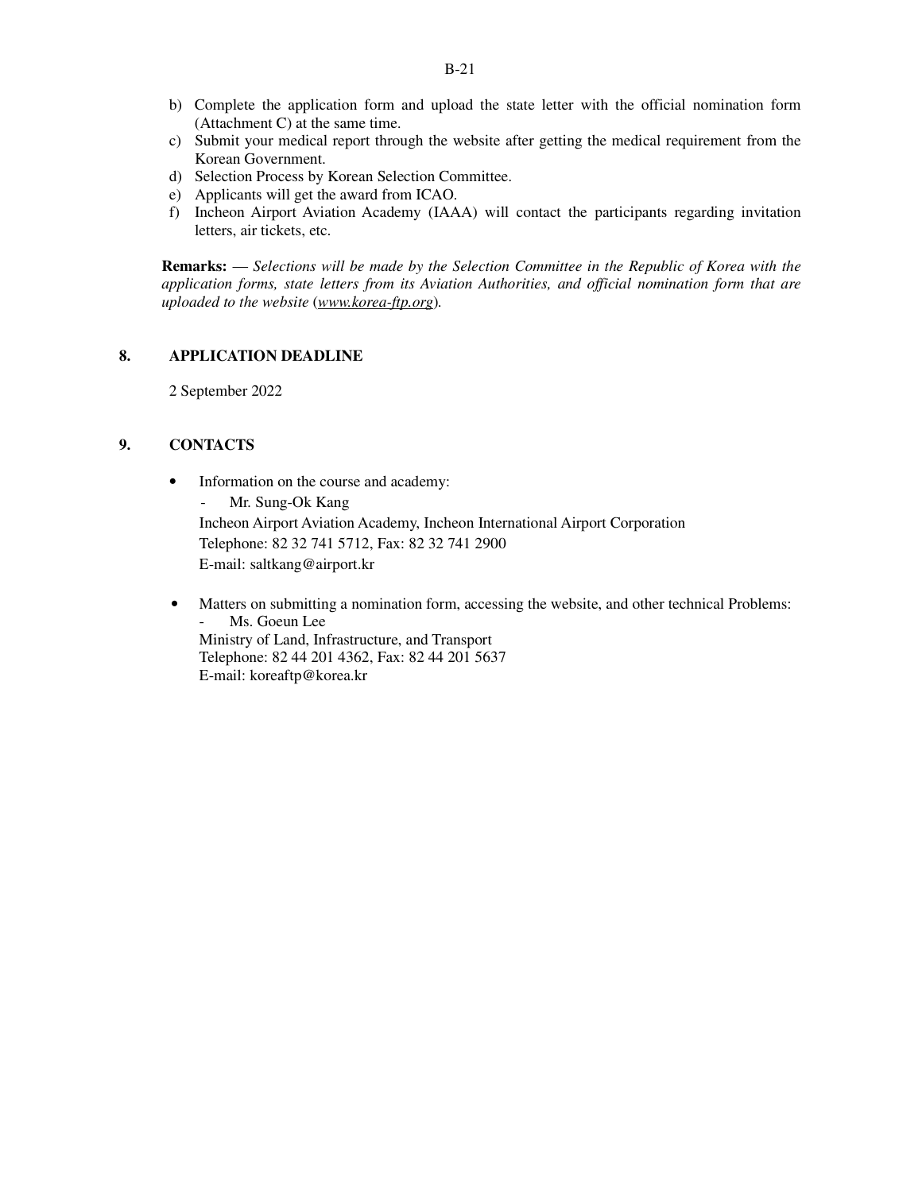b) Complete the application form and upload the state letter with the official nomination form (Attachment C) at the same time.
c) Submit your medical report through the website after getting the medical requirement from the Korean Government.
d) Selection Process by Korean Selection Committee.
e) Applicants will get the award from ICAO.
f) Incheon Airport Aviation Academy (IAAA) will contact the participants regarding invitation letters, air tickets, etc.

**Remarks:** — *Selections will be made by the Selection Committee in the Republic of Korea with the application forms, state letters from its Aviation Authorities, and official nomination form that are uploaded to the website (www.korea-ftp.org).*

## 8. APPLICATION DEADLINE

2 September 2022

## 9. CONTACTS

- Information on the course and academy:
  - Mr. Sung-Ok Kang

  Incheon Airport Aviation Academy, Incheon International Airport Corporation
  Telephone: 82 32 741 5712, Fax: 82 32 741 2900
  E-mail: saltkang@airport.kr

- Matters on submitting a nomination form, accessing the website, and other technical Problems:
  - Ms. Goeun Lee

  Ministry of Land, Infrastructure, and Transport
  Telephone: 82 44 201 4362, Fax: 82 44 201 5637
  E-mail: koreaftp@korea.kr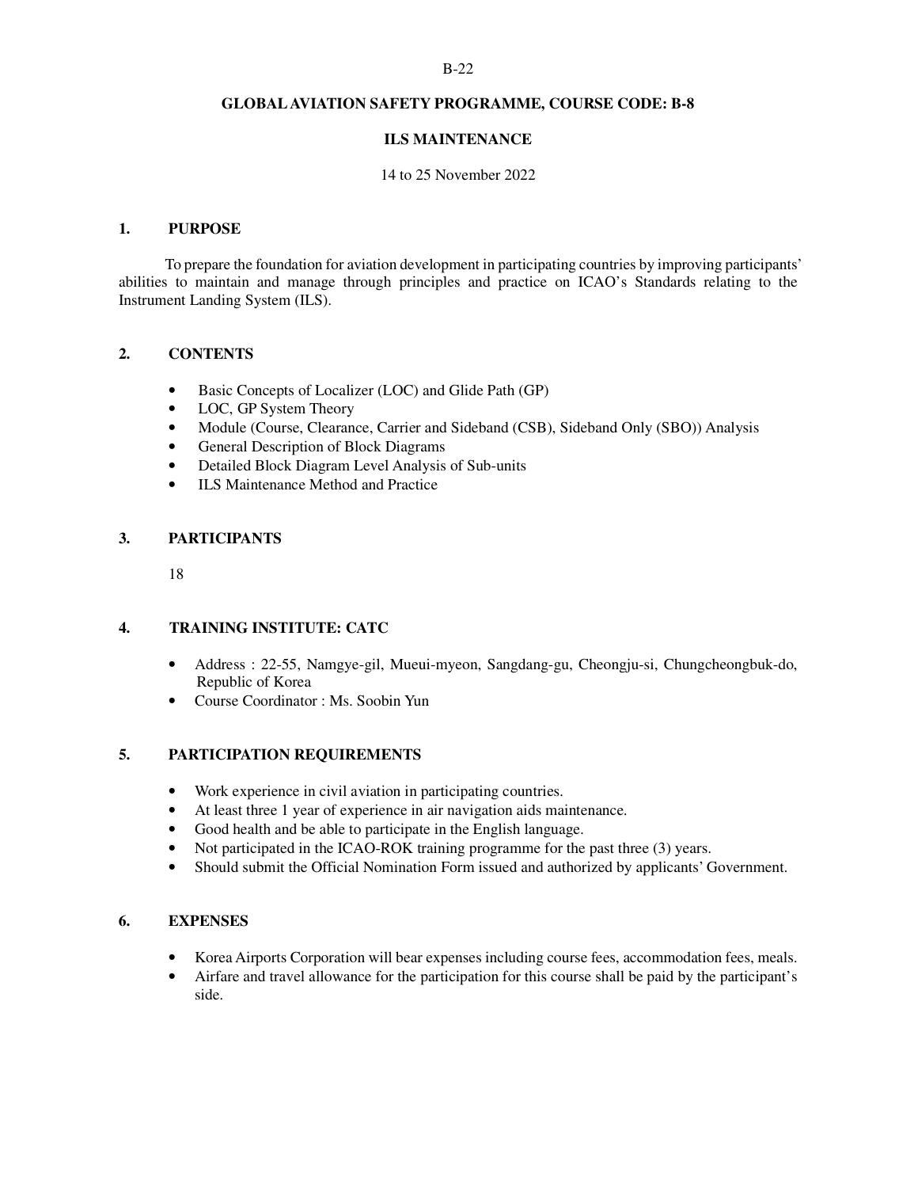**GLOBAL AVIATION SAFETY PROGRAMME, COURSE CODE: B-8**

**ILS MAINTENANCE**

14 to 25 November 2022

## 1. PURPOSE

To prepare the foundation for aviation development in participating countries by improving participants' abilities to maintain and manage through principles and practice on ICAO's Standards relating to the Instrument Landing System (ILS).

## 2. CONTENTS

- Basic Concepts of Localizer (LOC) and Glide Path (GP)
- LOC, GP System Theory
- Module (Course, Clearance, Carrier and Sideband (CSB), Sideband Only (SBO)) Analysis
- General Description of Block Diagrams
- Detailed Block Diagram Level Analysis of Sub-units
- ILS Maintenance Method and Practice

## 3. PARTICIPANTS

18

## 4. TRAINING INSTITUTE: CATC

- Address : 22-55, Namgye-gil, Mueui-myeon, Sangdang-gu, Cheongju-si, Chungcheongbuk-do, Republic of Korea
- Course Coordinator : Ms. Soobin Yun

## 5. PARTICIPATION REQUIREMENTS

- Work experience in civil aviation in participating countries.
- At least three 1 year of experience in air navigation aids maintenance.
- Good health and be able to participate in the English language.
- Not participated in the ICAO-ROK training programme for the past three (3) years.
- Should submit the Official Nomination Form issued and authorized by applicants' Government.

## 6. EXPENSES

- Korea Airports Corporation will bear expenses including course fees, accommodation fees, meals.
- Airfare and travel allowance for the participation for this course shall be paid by the participant's side.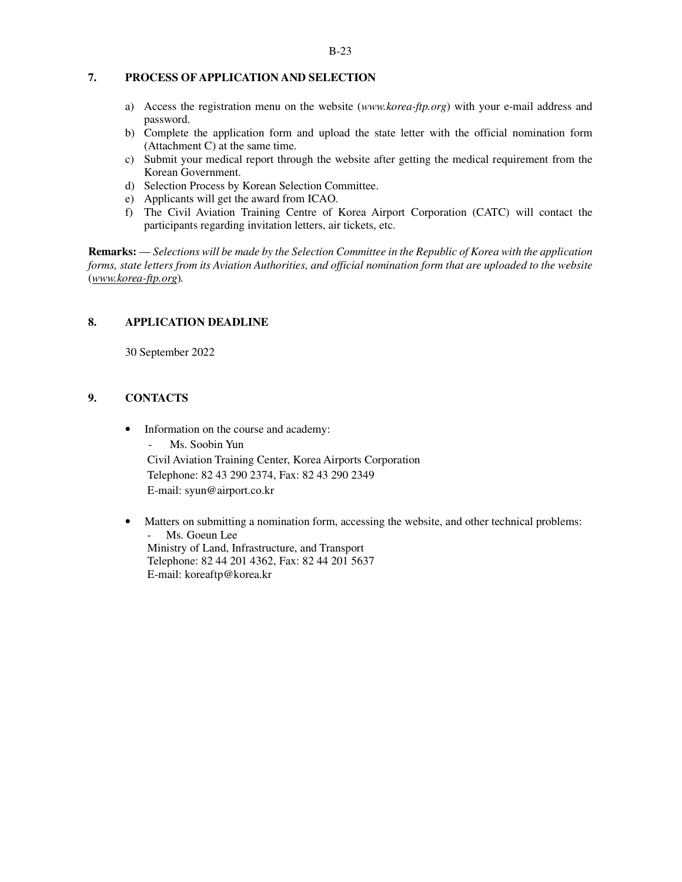## 7. PROCESS OF APPLICATION AND SELECTION

a) Access the registration menu on the website (*www.korea-ftp.org*) with your e-mail address and password.
b) Complete the application form and upload the state letter with the official nomination form (Attachment C) at the same time.
c) Submit your medical report through the website after getting the medical requirement from the Korean Government.
d) Selection Process by Korean Selection Committee.
e) Applicants will get the award from ICAO.
f) The Civil Aviation Training Centre of Korea Airport Corporation (CATC) will contact the participants regarding invitation letters, air tickets, etc.

**Remarks:** — *Selections will be made by the Selection Committee in the Republic of Korea with the application forms, state letters from its Aviation Authorities, and official nomination form that are uploaded to the website (www.korea-ftp.org).*

## 8. APPLICATION DEADLINE

30 September 2022

## 9. CONTACTS

- Information on the course and academy:
  - Ms. Soobin Yun
  
  Civil Aviation Training Center, Korea Airports Corporation
  Telephone: 82 43 290 2374, Fax: 82 43 290 2349
  E-mail: syun@airport.co.kr

- Matters on submitting a nomination form, accessing the website, and other technical problems:
  - Ms. Goeun Lee
  
  Ministry of Land, Infrastructure, and Transport
  Telephone: 82 44 201 4362, Fax: 82 44 201 5637
  E-mail: koreaftp@korea.kr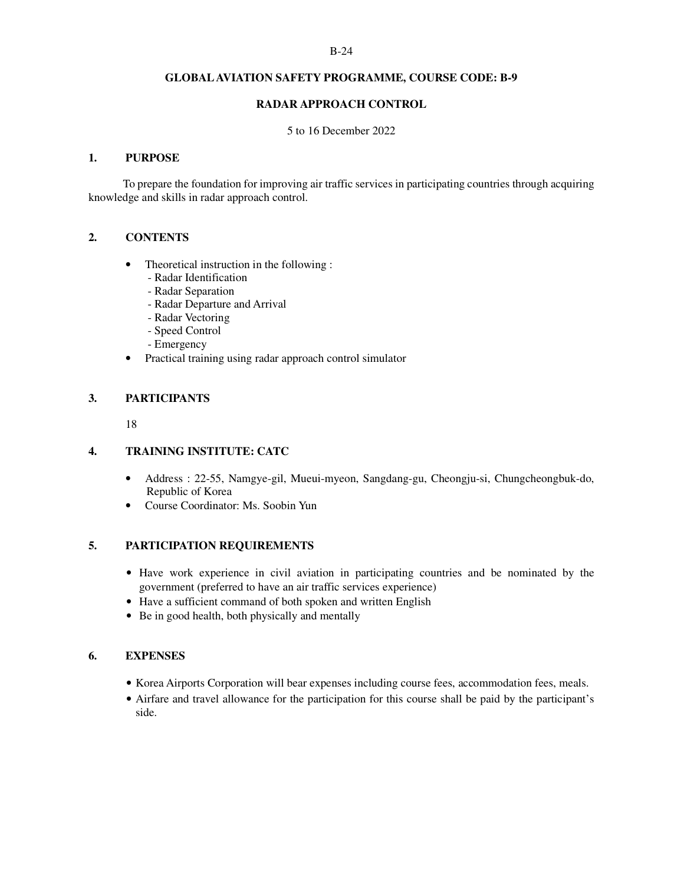## GLOBAL AVIATION SAFETY PROGRAMME, COURSE CODE: B-9

## RADAR APPROACH CONTROL

5 to 16 December 2022

### 1. PURPOSE

To prepare the foundation for improving air traffic services in participating countries through acquiring knowledge and skills in radar approach control.

### 2. CONTENTS

- Theoretical instruction in the following :
  - Radar Identification
  - Radar Separation
  - Radar Departure and Arrival
  - Radar Vectoring
  - Speed Control
  - Emergency
- Practical training using radar approach control simulator

### 3. PARTICIPANTS

18

### 4. TRAINING INSTITUTE: CATC

- Address : 22-55, Namgye-gil, Mueui-myeon, Sangdang-gu, Cheongju-si, Chungcheongbuk-do, Republic of Korea
- Course Coordinator: Ms. Soobin Yun

### 5. PARTICIPATION REQUIREMENTS

- Have work experience in civil aviation in participating countries and be nominated by the government (preferred to have an air traffic services experience)
- Have a sufficient command of both spoken and written English
- Be in good health, both physically and mentally

### 6. EXPENSES

- Korea Airports Corporation will bear expenses including course fees, accommodation fees, meals.
- Airfare and travel allowance for the participation for this course shall be paid by the participant's side.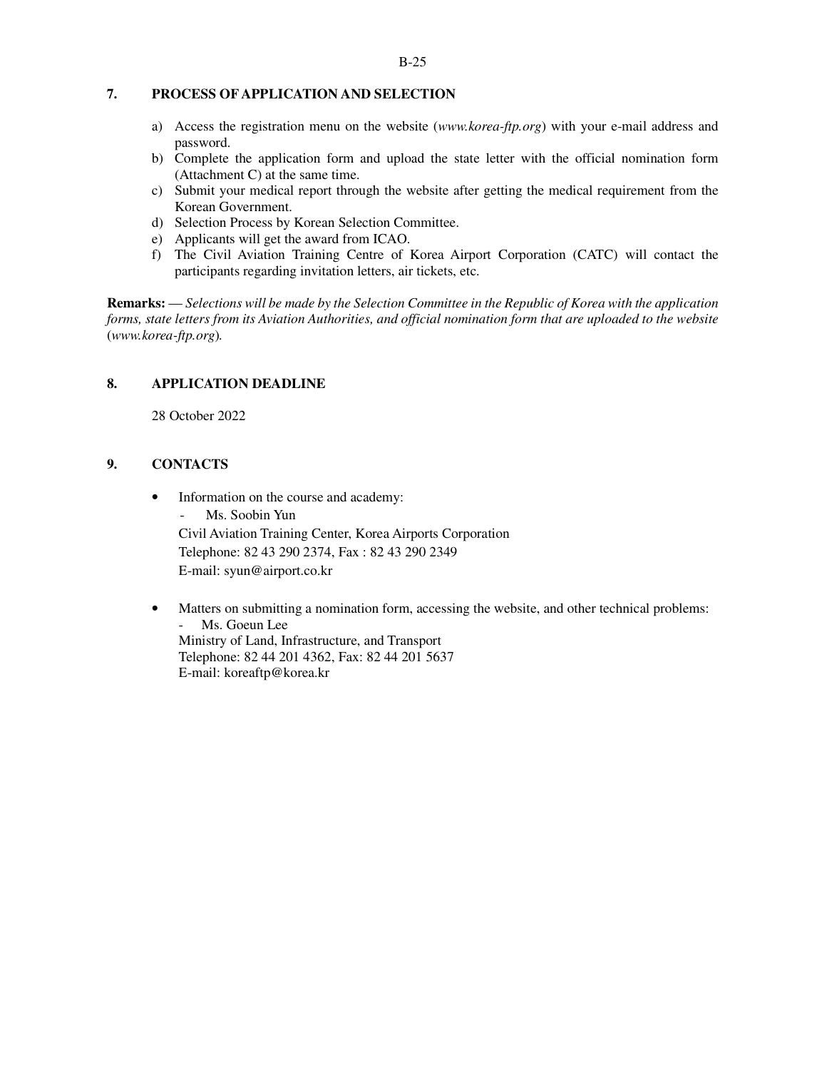## 7. PROCESS OF APPLICATION AND SELECTION

a) Access the registration menu on the website (*www.korea-ftp.org*) with your e-mail address and password.
b) Complete the application form and upload the state letter with the official nomination form (Attachment C) at the same time.
c) Submit your medical report through the website after getting the medical requirement from the Korean Government.
d) Selection Process by Korean Selection Committee.
e) Applicants will get the award from ICAO.
f) The Civil Aviation Training Centre of Korea Airport Corporation (CATC) will contact the participants regarding invitation letters, air tickets, etc.

**Remarks:** — *Selections will be made by the Selection Committee in the Republic of Korea with the application forms, state letters from its Aviation Authorities, and official nomination form that are uploaded to the website (www.korea-ftp.org).*

## 8. APPLICATION DEADLINE

28 October 2022

## 9. CONTACTS

- Information on the course and academy:
  - Ms. Soobin Yun
  
  Civil Aviation Training Center, Korea Airports Corporation
  Telephone: 82 43 290 2374, Fax : 82 43 290 2349
  E-mail: syun@airport.co.kr

- Matters on submitting a nomination form, accessing the website, and other technical problems:
  - Ms. Goeun Lee
  
  Ministry of Land, Infrastructure, and Transport
  Telephone: 82 44 201 4362, Fax: 82 44 201 5637
  E-mail: koreaftp@korea.kr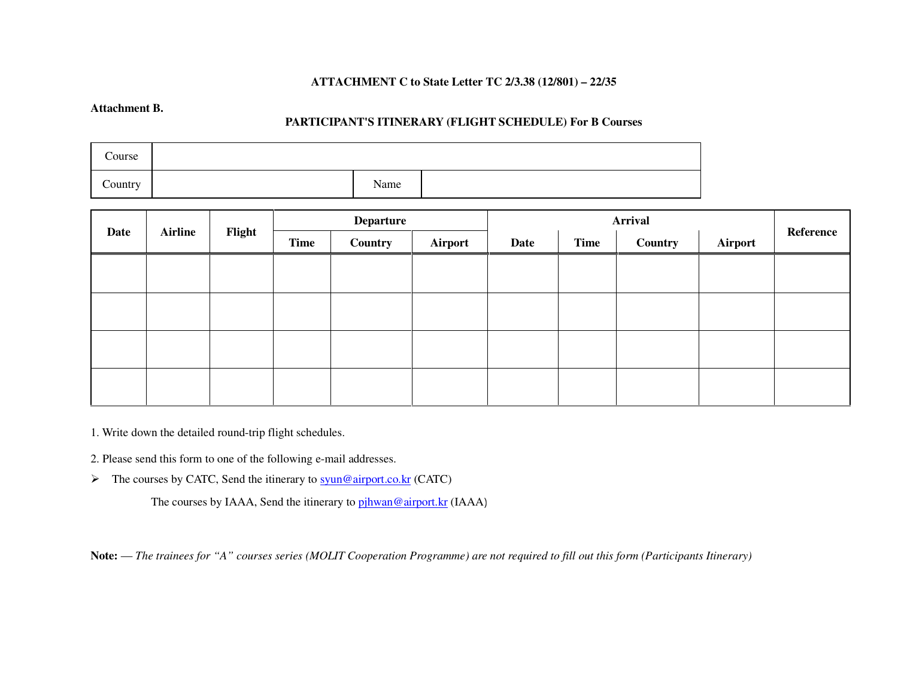**ATTACHMENT C to State Letter TC 2/3.38 (12/801) – 22/35**

**Attachment B.**

**PARTICIPANT'S ITINERARY (FLIGHT SCHEDULE) For B Courses**

| | | | |
|---|---|---|---|
| Course | | | |
| Country | | Name | |

| Date | Airline | Flight | Departure | | | Arrival | | | | Reference |
|---|---|---|---|---|---|---|---|---|---|---|
| | | | Time | Country | Airport | Date | Time | Country | Airport | |
| | | | | | | | | | | |
| | | | | | | | | | | |
| | | | | | | | | | | |
| | | | | | | | | | | |

1. Write down the detailed round-trip flight schedules.

2. Please send this form to one of the following e-mail addresses.

- The courses by CATC, Send the itinerary to syun@airport.co.kr (CATC)

  The courses by IAAA, Send the itinerary to pjhwan@airport.kr (IAAA)

**Note:** — *The trainees for "A" courses series (MOLIT Cooperation Programme) are not required to fill out this form (Participants Itinerary)*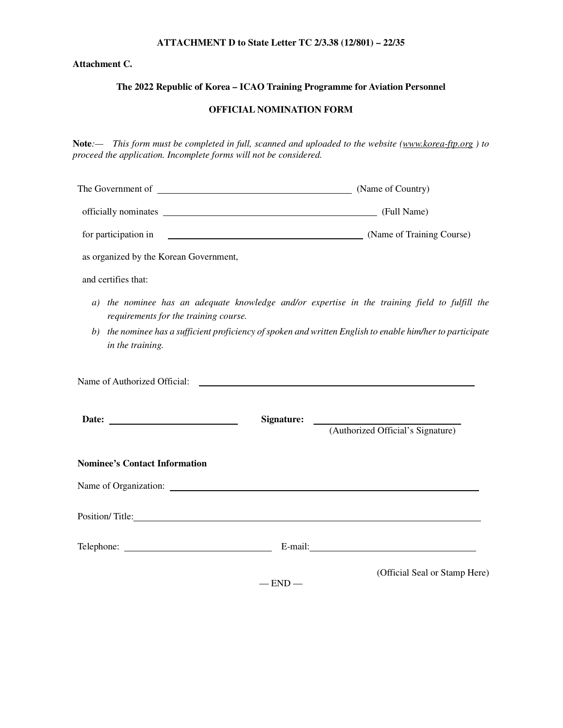**ATTACHMENT D to State Letter TC 2/3.38 (12/801) – 22/35**

**Attachment C.**

**The 2022 Republic of Korea – ICAO Training Programme for Aviation Personnel**

**OFFICIAL NOMINATION FORM**

**Note**:— *This form must be completed in full, scanned and uploaded to the website (www.korea-ftp.org ) to proceed the application. Incomplete forms will not be considered.*

The Government of \_\_\_\_\_\_\_\_\_\_\_\_\_\_\_\_\_\_\_\_\_\_\_\_\_\_\_\_\_\_\_\_\_\_\_\_\_\_\_\_ (Name of Country)

officially nominates \_\_\_\_\_\_\_\_\_\_\_\_\_\_\_\_\_\_\_\_\_\_\_\_\_\_\_\_\_\_\_\_\_\_\_\_\_\_\_\_\_\_\_\_\_ (Full Name)

for participation in \_\_\_\_\_\_\_\_\_\_\_\_\_\_\_\_\_\_\_\_\_\_\_\_\_\_\_\_\_\_\_\_\_\_\_\_\_\_\_\_ (Name of Training Course)

as organized by the Korean Government,

and certifies that:

*a) the nominee has an adequate knowledge and/or expertise in the training field to fulfill the requirements for the training course.*

*b) the nominee has a sufficient proficiency of spoken and written English to enable him/her to participate in the training.*

Name of Authorized Official: \_\_\_\_\_\_\_\_\_\_\_\_\_\_\_\_\_\_\_\_\_\_\_\_\_\_\_\_\_\_\_\_\_\_\_\_\_\_\_\_\_\_\_\_\_\_\_\_\_\_\_\_

**Date:** \_\_\_\_\_\_\_\_\_\_\_\_\_\_\_\_\_\_\_\_\_\_\_\_\_\_ **Signature:** \_\_\_\_\_\_\_\_\_\_\_\_\_\_\_\_\_\_\_\_\_\_\_\_\_\_\_\_\_\_
(Authorized Official's Signature)

**Nominee's Contact Information**

Name of Organization: \_\_\_\_\_\_\_\_\_\_\_\_\_\_\_\_\_\_\_\_\_\_\_\_\_\_\_\_\_\_\_\_\_\_\_\_\_\_\_\_\_\_\_\_\_\_\_\_\_\_\_\_\_\_\_\_

Position/ Title:\_\_\_\_\_\_\_\_\_\_\_\_\_\_\_\_\_\_\_\_\_\_\_\_\_\_\_\_\_\_\_\_\_\_\_\_\_\_\_\_\_\_\_\_\_\_\_\_\_\_\_\_\_\_\_\_\_\_\_\_\_\_\_

Telephone: \_\_\_\_\_\_\_\_\_\_\_\_\_\_\_\_\_\_\_\_\_\_\_\_\_\_\_\_\_\_ E-mail:\_\_\_\_\_\_\_\_\_\_\_\_\_\_\_\_\_\_\_\_\_\_\_\_\_\_\_\_\_\_\_\_\_\_

(Official Seal or Stamp Here)

— END —